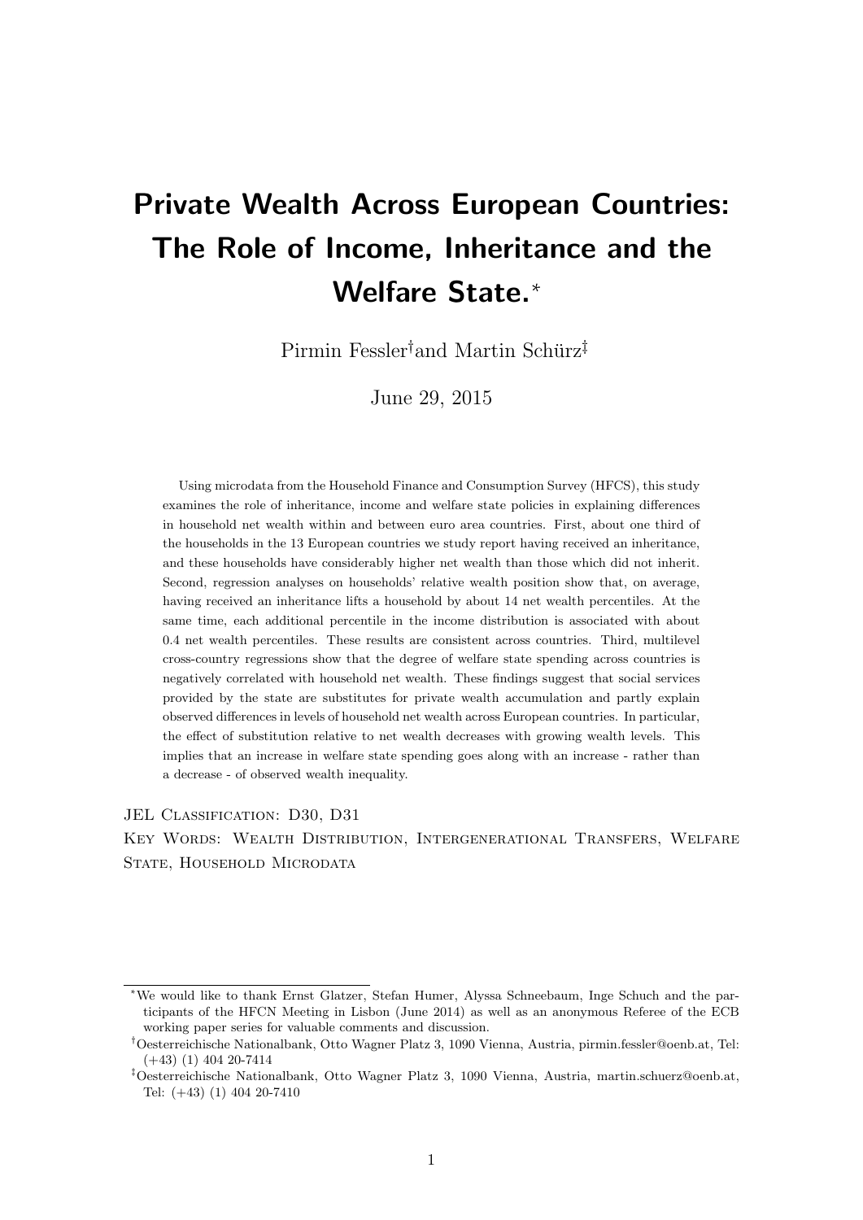# Private Wealth Across European Countries: The Role of Income, Inheritance and the Welfare State.*

Pirmin Fessler[†] and Martin Schürz[‡]

June 29, 2015

Using microdata from the Household Finance and Consumption Survey (HFCS), this study examines the role of inheritance, income and welfare state policies in explaining differences in household net wealth within and between euro area countries. First, about one third of the households in the 13 European countries we study report having received an inheritance, and these households have considerably higher net wealth than those which did not inherit. Second, regression analyses on households' relative wealth position show that, on average, having received an inheritance lifts a household by about 14 net wealth percentiles. At the same time, each additional percentile in the income distribution is associated with about 0.4 net wealth percentiles. These results are consistent across countries. Third, multilevel cross-country regressions show that the degree of welfare state spending across countries is negatively correlated with household net wealth. These findings suggest that social services provided by the state are substitutes for private wealth accumulation and partly explain observed differences in levels of household net wealth across European countries. In particular, the effect of substitution relative to net wealth decreases with growing wealth levels. This implies that an increase in welfare state spending goes along with an increase - rather than a decrease - of observed wealth inequality.

JEL Classification: D30, D31

Key Words: Wealth Distribution, Intergenerational Transfers, Welfare State, Household Microdata

---

*We would like to thank Ernst Glatzer, Stefan Humer, Alyssa Schneebaum, Inge Schuch and the participants of the HFCN Meeting in Lisbon (June 2014) as well as an anonymous Referee of the ECB working paper series for valuable comments and discussion.

[†]Oesterreichische Nationalbank, Otto Wagner Platz 3, 1090 Vienna, Austria, pirmin.fessler@oenb.at, Tel: (+43) (1) 404 20-7414

[‡]Oesterreichische Nationalbank, Otto Wagner Platz 3, 1090 Vienna, Austria, martin.schuerz@oenb.at, Tel: (+43) (1) 404 20-7410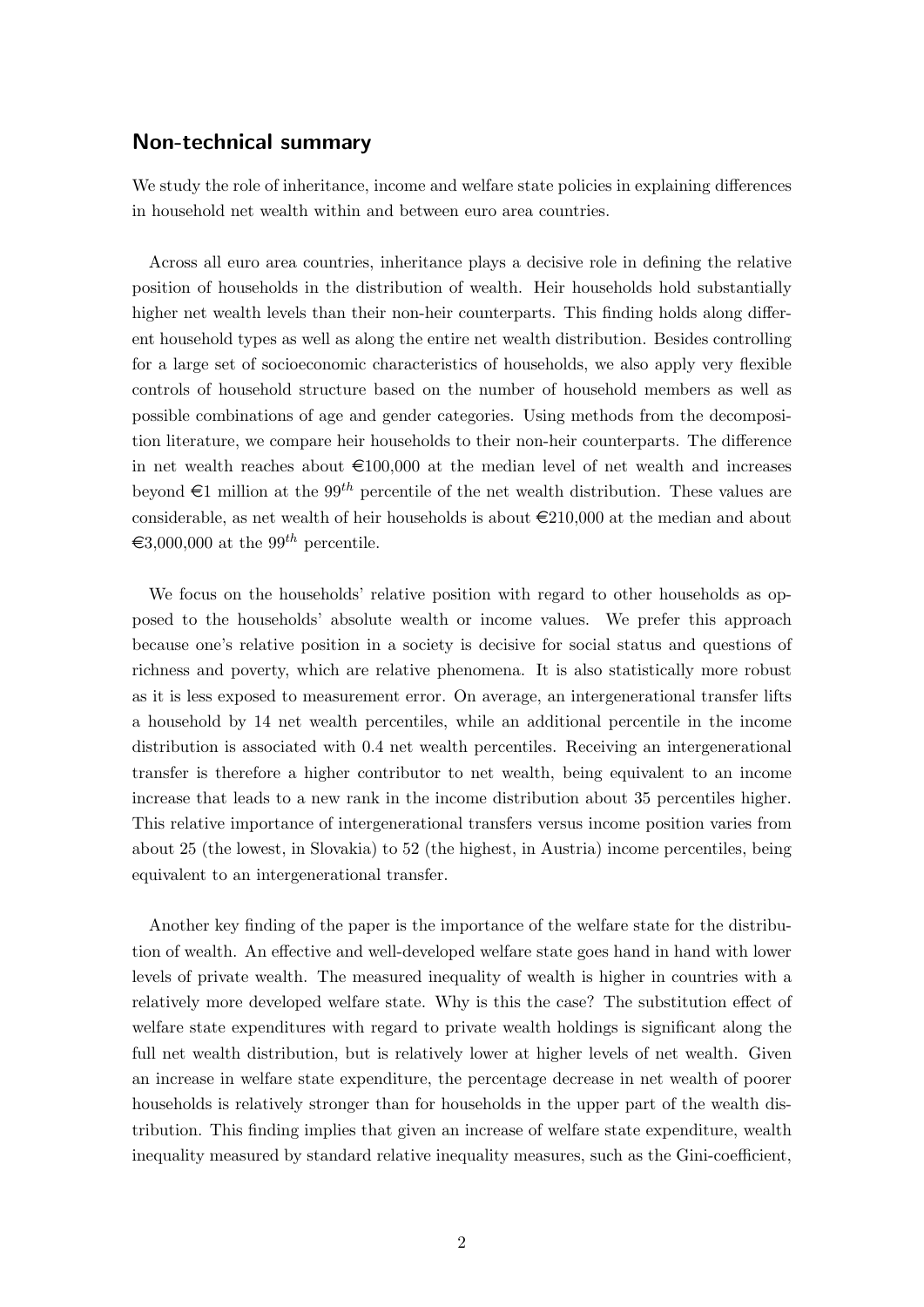## Non-technical summary

We study the role of inheritance, income and welfare state policies in explaining differences in household net wealth within and between euro area countries.

Across all euro area countries, inheritance plays a decisive role in defining the relative position of households in the distribution of wealth. Heir households hold substantially higher net wealth levels than their non-heir counterparts. This finding holds along different household types as well as along the entire net wealth distribution. Besides controlling for a large set of socioeconomic characteristics of households, we also apply very flexible controls of household structure based on the number of household members as well as possible combinations of age and gender categories. Using methods from the decomposition literature, we compare heir households to their non-heir counterparts. The difference in net wealth reaches about €100,000 at the median level of net wealth and increases beyond €1 million at the $99^{th}$ percentile of the net wealth distribution. These values are considerable, as net wealth of heir households is about €210,000 at the median and about €3,000,000 at the $99^{th}$ percentile.

We focus on the households' relative position with regard to other households as opposed to the households' absolute wealth or income values. We prefer this approach because one's relative position in a society is decisive for social status and questions of richness and poverty, which are relative phenomena. It is also statistically more robust as it is less exposed to measurement error. On average, an intergenerational transfer lifts a household by 14 net wealth percentiles, while an additional percentile in the income distribution is associated with 0.4 net wealth percentiles. Receiving an intergenerational transfer is therefore a higher contributor to net wealth, being equivalent to an income increase that leads to a new rank in the income distribution about 35 percentiles higher. This relative importance of intergenerational transfers versus income position varies from about 25 (the lowest, in Slovakia) to 52 (the highest, in Austria) income percentiles, being equivalent to an intergenerational transfer.

Another key finding of the paper is the importance of the welfare state for the distribution of wealth. An effective and well-developed welfare state goes hand in hand with lower levels of private wealth. The measured inequality of wealth is higher in countries with a relatively more developed welfare state. Why is this the case? The substitution effect of welfare state expenditures with regard to private wealth holdings is significant along the full net wealth distribution, but is relatively lower at higher levels of net wealth. Given an increase in welfare state expenditure, the percentage decrease in net wealth of poorer households is relatively stronger than for households in the upper part of the wealth distribution. This finding implies that given an increase of welfare state expenditure, wealth inequality measured by standard relative inequality measures, such as the Gini-coefficient,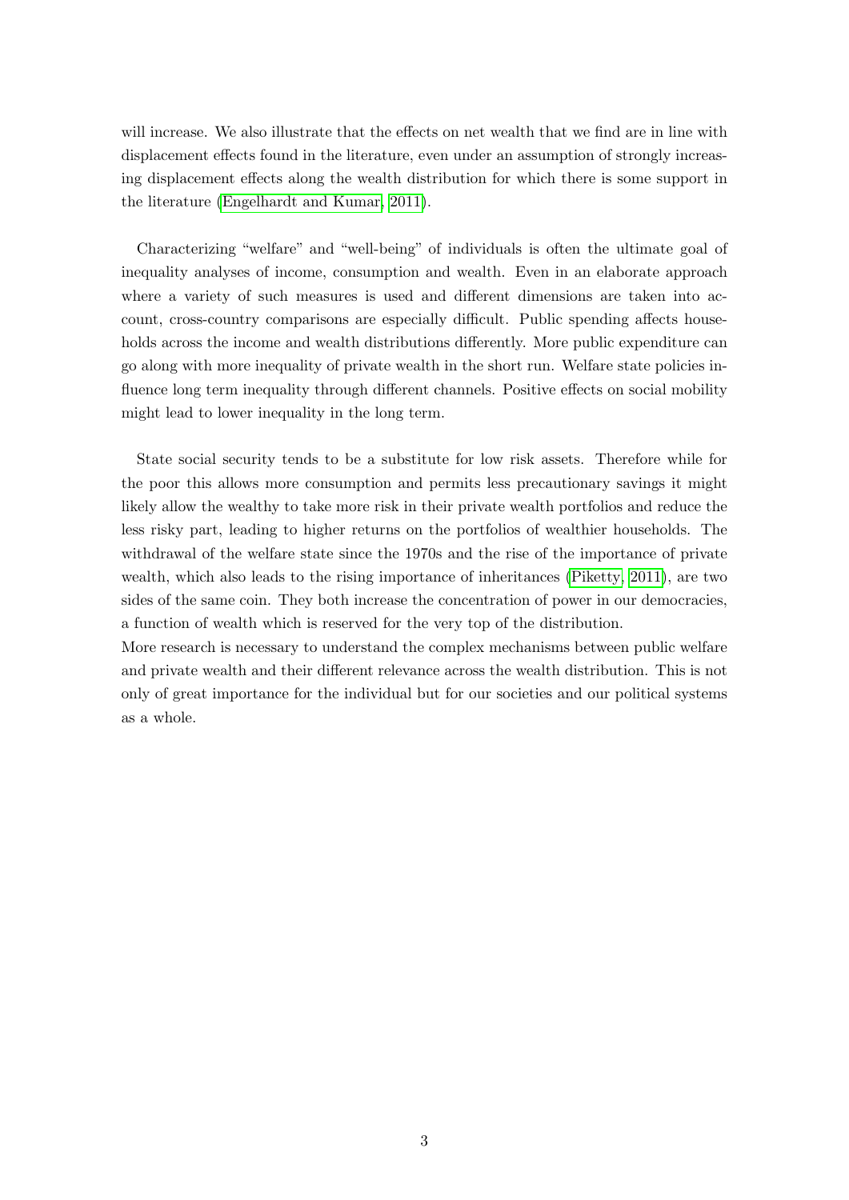will increase. We also illustrate that the effects on net wealth that we find are in line with displacement effects found in the literature, even under an assumption of strongly increasing displacement effects along the wealth distribution for which there is some support in the literature (Engelhardt and Kumar, 2011).

Characterizing "welfare" and "well-being" of individuals is often the ultimate goal of inequality analyses of income, consumption and wealth. Even in an elaborate approach where a variety of such measures is used and different dimensions are taken into account, cross-country comparisons are especially difficult. Public spending affects households across the income and wealth distributions differently. More public expenditure can go along with more inequality of private wealth in the short run. Welfare state policies influence long term inequality through different channels. Positive effects on social mobility might lead to lower inequality in the long term.

State social security tends to be a substitute for low risk assets. Therefore while for the poor this allows more consumption and permits less precautionary savings it might likely allow the wealthy to take more risk in their private wealth portfolios and reduce the less risky part, leading to higher returns on the portfolios of wealthier households. The withdrawal of the welfare state since the 1970s and the rise of the importance of private wealth, which also leads to the rising importance of inheritances (Piketty, 2011), are two sides of the same coin. They both increase the concentration of power in our democracies, a function of wealth which is reserved for the very top of the distribution.
More research is necessary to understand the complex mechanisms between public welfare and private wealth and their different relevance across the wealth distribution. This is not only of great importance for the individual but for our societies and our political systems as a whole.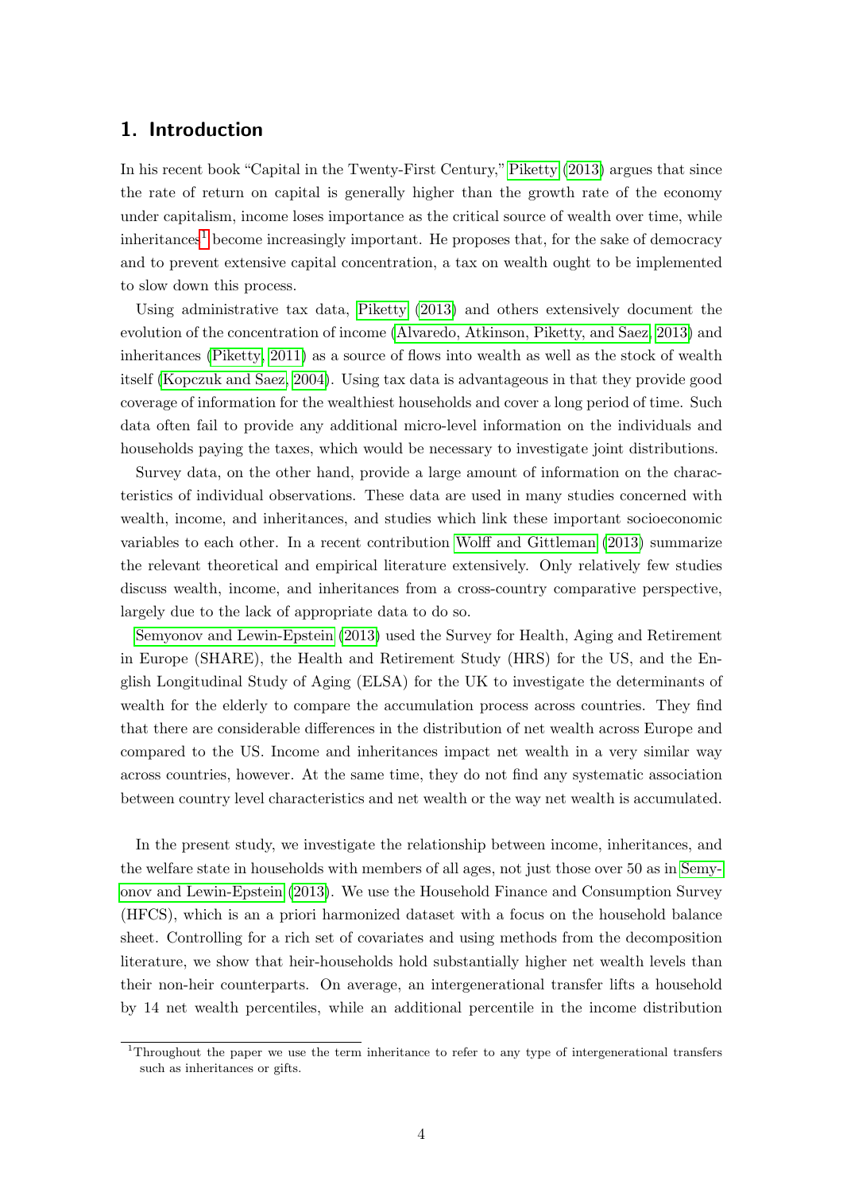## 1. Introduction

In his recent book "Capital in the Twenty-First Century," Piketty (2013) argues that since the rate of return on capital is generally higher than the growth rate of the economy under capitalism, income loses importance as the critical source of wealth over time, while inheritances[1] become increasingly important. He proposes that, for the sake of democracy and to prevent extensive capital concentration, a tax on wealth ought to be implemented to slow down this process.

Using administrative tax data, Piketty (2013) and others extensively document the evolution of the concentration of income (Alvaredo, Atkinson, Piketty, and Saez, 2013) and inheritances (Piketty, 2011) as a source of flows into wealth as well as the stock of wealth itself (Kopczuk and Saez, 2004). Using tax data is advantageous in that they provide good coverage of information for the wealthiest households and cover a long period of time. Such data often fail to provide any additional micro-level information on the individuals and households paying the taxes, which would be necessary to investigate joint distributions.

Survey data, on the other hand, provide a large amount of information on the characteristics of individual observations. These data are used in many studies concerned with wealth, income, and inheritances, and studies which link these important socioeconomic variables to each other. In a recent contribution Wolff and Gittleman (2013) summarize the relevant theoretical and empirical literature extensively. Only relatively few studies discuss wealth, income, and inheritances from a cross-country comparative perspective, largely due to the lack of appropriate data to do so.

Semyonov and Lewin-Epstein (2013) used the Survey for Health, Aging and Retirement in Europe (SHARE), the Health and Retirement Study (HRS) for the US, and the English Longitudinal Study of Aging (ELSA) for the UK to investigate the determinants of wealth for the elderly to compare the accumulation process across countries. They find that there are considerable differences in the distribution of net wealth across Europe and compared to the US. Income and inheritances impact net wealth in a very similar way across countries, however. At the same time, they do not find any systematic association between country level characteristics and net wealth or the way net wealth is accumulated.

In the present study, we investigate the relationship between income, inheritances, and the welfare state in households with members of all ages, not just those over 50 as in Semyonov and Lewin-Epstein (2013). We use the Household Finance and Consumption Survey (HFCS), which is an a priori harmonized dataset with a focus on the household balance sheet. Controlling for a rich set of covariates and using methods from the decomposition literature, we show that heir-households hold substantially higher net wealth levels than their non-heir counterparts. On average, an intergenerational transfer lifts a household by 14 net wealth percentiles, while an additional percentile in the income distribution

[1] Throughout the paper we use the term inheritance to refer to any type of intergenerational transfers such as inheritances or gifts.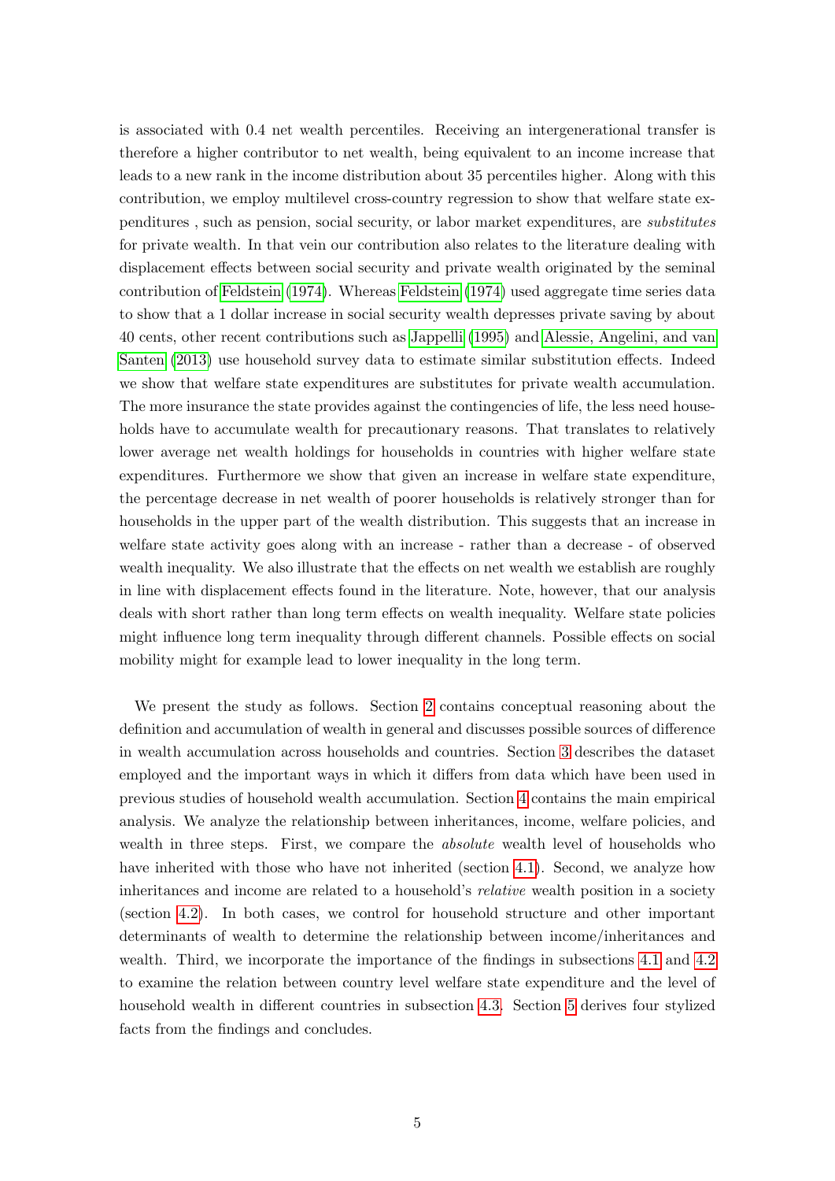is associated with 0.4 net wealth percentiles. Receiving an intergenerational transfer is therefore a higher contributor to net wealth, being equivalent to an income increase that leads to a new rank in the income distribution about 35 percentiles higher. Along with this contribution, we employ multilevel cross-country regression to show that welfare state expenditures , such as pension, social security, or labor market expenditures, are *substitutes* for private wealth. In that vein our contribution also relates to the literature dealing with displacement effects between social security and private wealth originated by the seminal contribution of Feldstein (1974). Whereas Feldstein (1974) used aggregate time series data to show that a 1 dollar increase in social security wealth depresses private saving by about 40 cents, other recent contributions such as Jappelli (1995) and Alessie, Angelini, and van Santen (2013) use household survey data to estimate similar substitution effects. Indeed we show that welfare state expenditures are substitutes for private wealth accumulation. The more insurance the state provides against the contingencies of life, the less need households have to accumulate wealth for precautionary reasons. That translates to relatively lower average net wealth holdings for households in countries with higher welfare state expenditures. Furthermore we show that given an increase in welfare state expenditure, the percentage decrease in net wealth of poorer households is relatively stronger than for households in the upper part of the wealth distribution. This suggests that an increase in welfare state activity goes along with an increase - rather than a decrease - of observed wealth inequality. We also illustrate that the effects on net wealth we establish are roughly in line with displacement effects found in the literature. Note, however, that our analysis deals with short rather than long term effects on wealth inequality. Welfare state policies might influence long term inequality through different channels. Possible effects on social mobility might for example lead to lower inequality in the long term.

We present the study as follows. Section 2 contains conceptual reasoning about the definition and accumulation of wealth in general and discusses possible sources of difference in wealth accumulation across households and countries. Section 3 describes the dataset employed and the important ways in which it differs from data which have been used in previous studies of household wealth accumulation. Section 4 contains the main empirical analysis. We analyze the relationship between inheritances, income, welfare policies, and wealth in three steps. First, we compare the *absolute* wealth level of households who have inherited with those who have not inherited (section 4.1). Second, we analyze how inheritances and income are related to a household's *relative* wealth position in a society (section 4.2). In both cases, we control for household structure and other important determinants of wealth to determine the relationship between income/inheritances and wealth. Third, we incorporate the importance of the findings in subsections 4.1 and 4.2 to examine the relation between country level welfare state expenditure and the level of household wealth in different countries in subsection 4.3. Section 5 derives four stylized facts from the findings and concludes.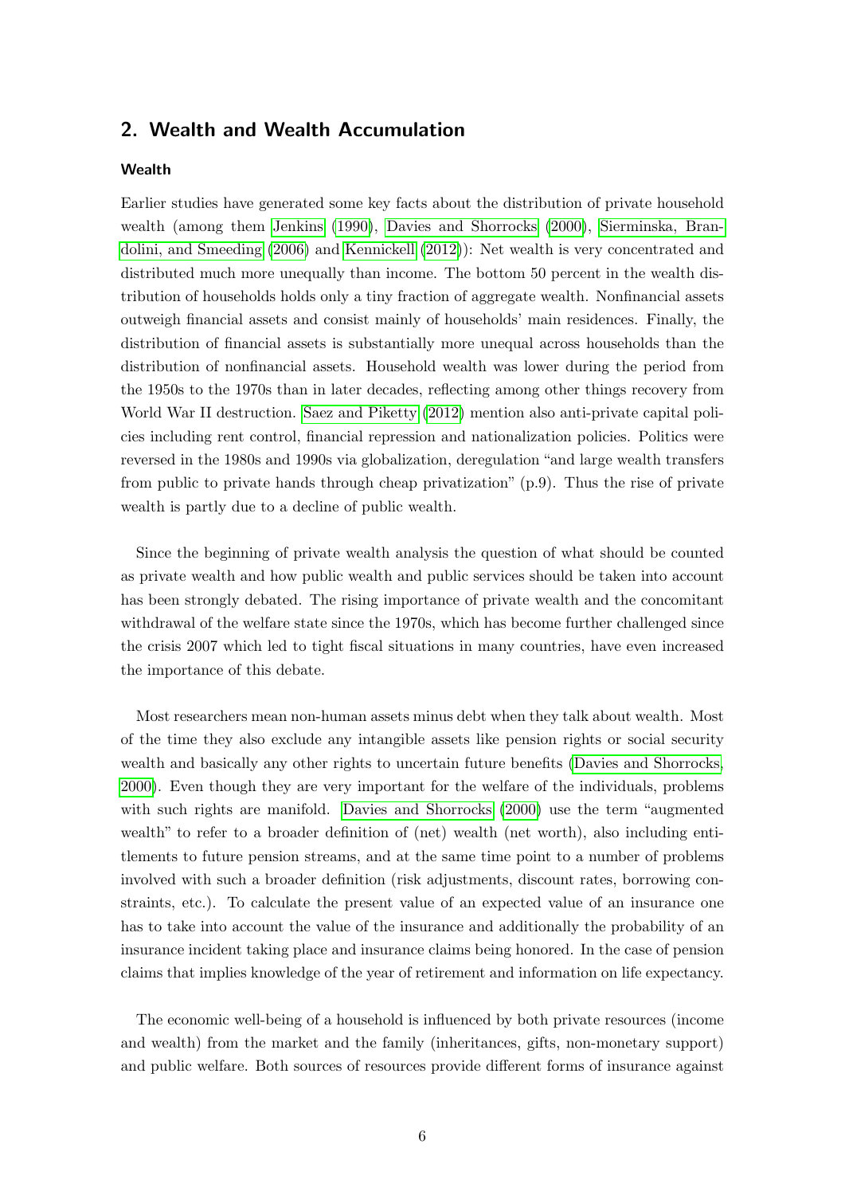## 2. Wealth and Wealth Accumulation

### Wealth

Earlier studies have generated some key facts about the distribution of private household wealth (among them Jenkins (1990), Davies and Shorrocks (2000), Sierminska, Brandolini, and Smeeding (2006) and Kennickell (2012)): Net wealth is very concentrated and distributed much more unequally than income. The bottom 50 percent in the wealth distribution of households holds only a tiny fraction of aggregate wealth. Nonfinancial assets outweigh financial assets and consist mainly of households' main residences. Finally, the distribution of financial assets is substantially more unequal across households than the distribution of nonfinancial assets. Household wealth was lower during the period from the 1950s to the 1970s than in later decades, reflecting among other things recovery from World War II destruction. Saez and Piketty (2012) mention also anti-private capital policies including rent control, financial repression and nationalization policies. Politics were reversed in the 1980s and 1990s via globalization, deregulation "and large wealth transfers from public to private hands through cheap privatization" (p.9). Thus the rise of private wealth is partly due to a decline of public wealth.

Since the beginning of private wealth analysis the question of what should be counted as private wealth and how public wealth and public services should be taken into account has been strongly debated. The rising importance of private wealth and the concomitant withdrawal of the welfare state since the 1970s, which has become further challenged since the crisis 2007 which led to tight fiscal situations in many countries, have even increased the importance of this debate.

Most researchers mean non-human assets minus debt when they talk about wealth. Most of the time they also exclude any intangible assets like pension rights or social security wealth and basically any other rights to uncertain future benefits (Davies and Shorrocks, 2000). Even though they are very important for the welfare of the individuals, problems with such rights are manifold. Davies and Shorrocks (2000) use the term "augmented wealth" to refer to a broader definition of (net) wealth (net worth), also including entitlements to future pension streams, and at the same time point to a number of problems involved with such a broader definition (risk adjustments, discount rates, borrowing constraints, etc.). To calculate the present value of an expected value of an insurance one has to take into account the value of the insurance and additionally the probability of an insurance incident taking place and insurance claims being honored. In the case of pension claims that implies knowledge of the year of retirement and information on life expectancy.

The economic well-being of a household is influenced by both private resources (income and wealth) from the market and the family (inheritances, gifts, non-monetary support) and public welfare. Both sources of resources provide different forms of insurance against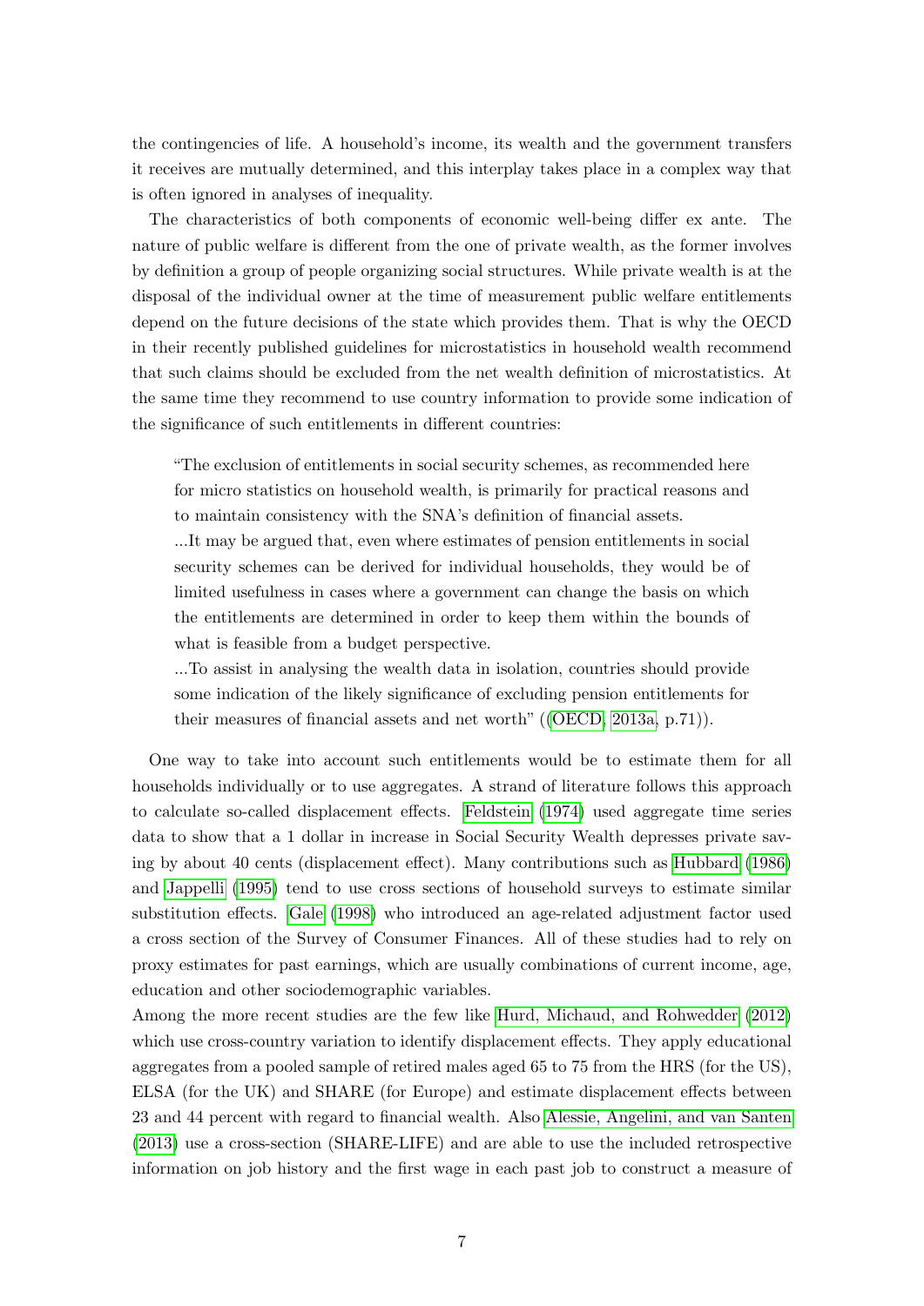the contingencies of life. A household's income, its wealth and the government transfers it receives are mutually determined, and this interplay takes place in a complex way that is often ignored in analyses of inequality.

The characteristics of both components of economic well-being differ ex ante. The nature of public welfare is different from the one of private wealth, as the former involves by definition a group of people organizing social structures. While private wealth is at the disposal of the individual owner at the time of measurement public welfare entitlements depend on the future decisions of the state which provides them. That is why the OECD in their recently published guidelines for microstatistics in household wealth recommend that such claims should be excluded from the net wealth definition of microstatistics. At the same time they recommend to use country information to provide some indication of the significance of such entitlements in different countries:

> "The exclusion of entitlements in social security schemes, as recommended here for micro statistics on household wealth, is primarily for practical reasons and to maintain consistency with the SNA's definition of financial assets.
>
> ...It may be argued that, even where estimates of pension entitlements in social security schemes can be derived for individual households, they would be of limited usefulness in cases where a government can change the basis on which the entitlements are determined in order to keep them within the bounds of what is feasible from a budget perspective.
>
> ...To assist in analysing the wealth data in isolation, countries should provide some indication of the likely significance of excluding pension entitlements for their measures of financial assets and net worth" ((OECD, 2013a, p.71)).

One way to take into account such entitlements would be to estimate them for all households individually or to use aggregates. A strand of literature follows this approach to calculate so-called displacement effects. Feldstein (1974) used aggregate time series data to show that a 1 dollar in increase in Social Security Wealth depresses private saving by about 40 cents (displacement effect). Many contributions such as Hubbard (1986) and Jappelli (1995) tend to use cross sections of household surveys to estimate similar substitution effects. Gale (1998) who introduced an age-related adjustment factor used a cross section of the Survey of Consumer Finances. All of these studies had to rely on proxy estimates for past earnings, which are usually combinations of current income, age, education and other sociodemographic variables.

Among the more recent studies are the few like Hurd, Michaud, and Rohwedder (2012) which use cross-country variation to identify displacement effects. They apply educational aggregates from a pooled sample of retired males aged 65 to 75 from the HRS (for the US), ELSA (for the UK) and SHARE (for Europe) and estimate displacement effects between 23 and 44 percent with regard to financial wealth. Also Alessie, Angelini, and van Santen (2013) use a cross-section (SHARE-LIFE) and are able to use the included retrospective information on job history and the first wage in each past job to construct a measure of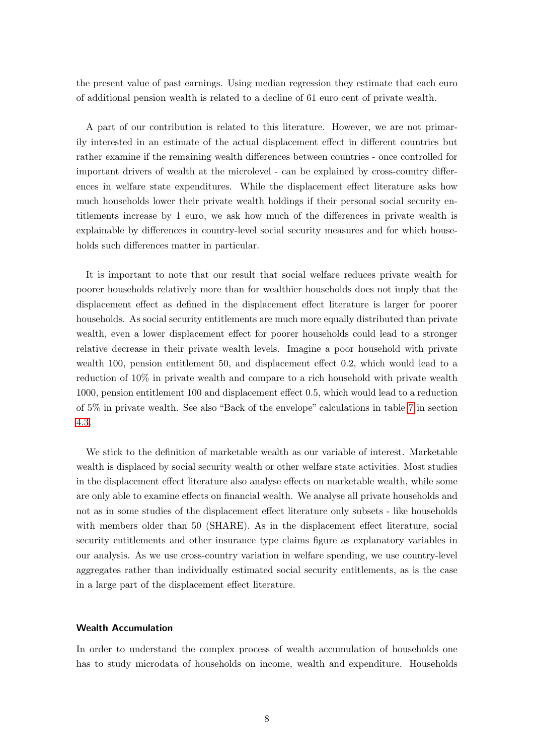the present value of past earnings. Using median regression they estimate that each euro of additional pension wealth is related to a decline of 61 euro cent of private wealth.

A part of our contribution is related to this literature. However, we are not primarily interested in an estimate of the actual displacement effect in different countries but rather examine if the remaining wealth differences between countries - once controlled for important drivers of wealth at the microlevel - can be explained by cross-country differences in welfare state expenditures. While the displacement effect literature asks how much households lower their private wealth holdings if their personal social security entitlements increase by 1 euro, we ask how much of the differences in private wealth is explainable by differences in country-level social security measures and for which households such differences matter in particular.

It is important to note that our result that social welfare reduces private wealth for poorer households relatively more than for wealthier households does not imply that the displacement effect as defined in the displacement effect literature is larger for poorer households. As social security entitlements are much more equally distributed than private wealth, even a lower displacement effect for poorer households could lead to a stronger relative decrease in their private wealth levels. Imagine a poor household with private wealth 100, pension entitlement 50, and displacement effect 0.2, which would lead to a reduction of 10% in private wealth and compare to a rich household with private wealth 1000, pension entitlement 100 and displacement effect 0.5, which would lead to a reduction of 5% in private wealth. See also "Back of the envelope" calculations in table 7 in section 4.3.

We stick to the definition of marketable wealth as our variable of interest. Marketable wealth is displaced by social security wealth or other welfare state activities. Most studies in the displacement effect literature also analyse effects on marketable wealth, while some are only able to examine effects on financial wealth. We analyse all private households and not as in some studies of the displacement effect literature only subsets - like households with members older than 50 (SHARE). As in the displacement effect literature, social security entitlements and other insurance type claims figure as explanatory variables in our analysis. As we use cross-country variation in welfare spending, we use country-level aggregates rather than individually estimated social security entitlements, as is the case in a large part of the displacement effect literature.

#### Wealth Accumulation

In order to understand the complex process of wealth accumulation of households one has to study microdata of households on income, wealth and expenditure. Households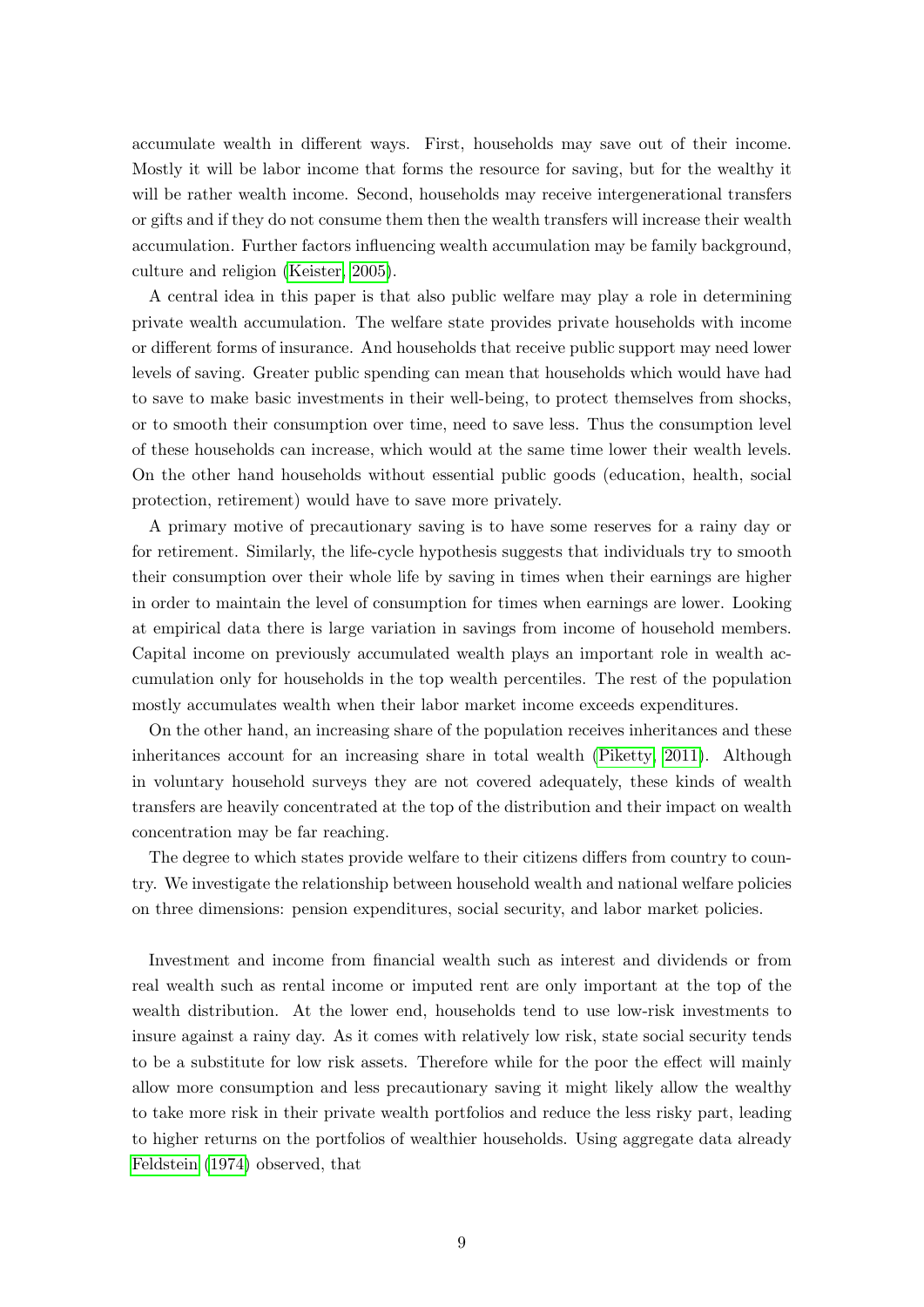accumulate wealth in different ways. First, households may save out of their income. Mostly it will be labor income that forms the resource for saving, but for the wealthy it will be rather wealth income. Second, households may receive intergenerational transfers or gifts and if they do not consume them then the wealth transfers will increase their wealth accumulation. Further factors influencing wealth accumulation may be family background, culture and religion (Keister, 2005).

A central idea in this paper is that also public welfare may play a role in determining private wealth accumulation. The welfare state provides private households with income or different forms of insurance. And households that receive public support may need lower levels of saving. Greater public spending can mean that households which would have had to save to make basic investments in their well-being, to protect themselves from shocks, or to smooth their consumption over time, need to save less. Thus the consumption level of these households can increase, which would at the same time lower their wealth levels. On the other hand households without essential public goods (education, health, social protection, retirement) would have to save more privately.

A primary motive of precautionary saving is to have some reserves for a rainy day or for retirement. Similarly, the life-cycle hypothesis suggests that individuals try to smooth their consumption over their whole life by saving in times when their earnings are higher in order to maintain the level of consumption for times when earnings are lower. Looking at empirical data there is large variation in savings from income of household members. Capital income on previously accumulated wealth plays an important role in wealth accumulation only for households in the top wealth percentiles. The rest of the population mostly accumulates wealth when their labor market income exceeds expenditures.

On the other hand, an increasing share of the population receives inheritances and these inheritances account for an increasing share in total wealth (Piketty, 2011). Although in voluntary household surveys they are not covered adequately, these kinds of wealth transfers are heavily concentrated at the top of the distribution and their impact on wealth concentration may be far reaching.

The degree to which states provide welfare to their citizens differs from country to country. We investigate the relationship between household wealth and national welfare policies on three dimensions: pension expenditures, social security, and labor market policies.

Investment and income from financial wealth such as interest and dividends or from real wealth such as rental income or imputed rent are only important at the top of the wealth distribution. At the lower end, households tend to use low-risk investments to insure against a rainy day. As it comes with relatively low risk, state social security tends to be a substitute for low risk assets. Therefore while for the poor the effect will mainly allow more consumption and less precautionary saving it might likely allow the wealthy to take more risk in their private wealth portfolios and reduce the less risky part, leading to higher returns on the portfolios of wealthier households. Using aggregate data already Feldstein (1974) observed, that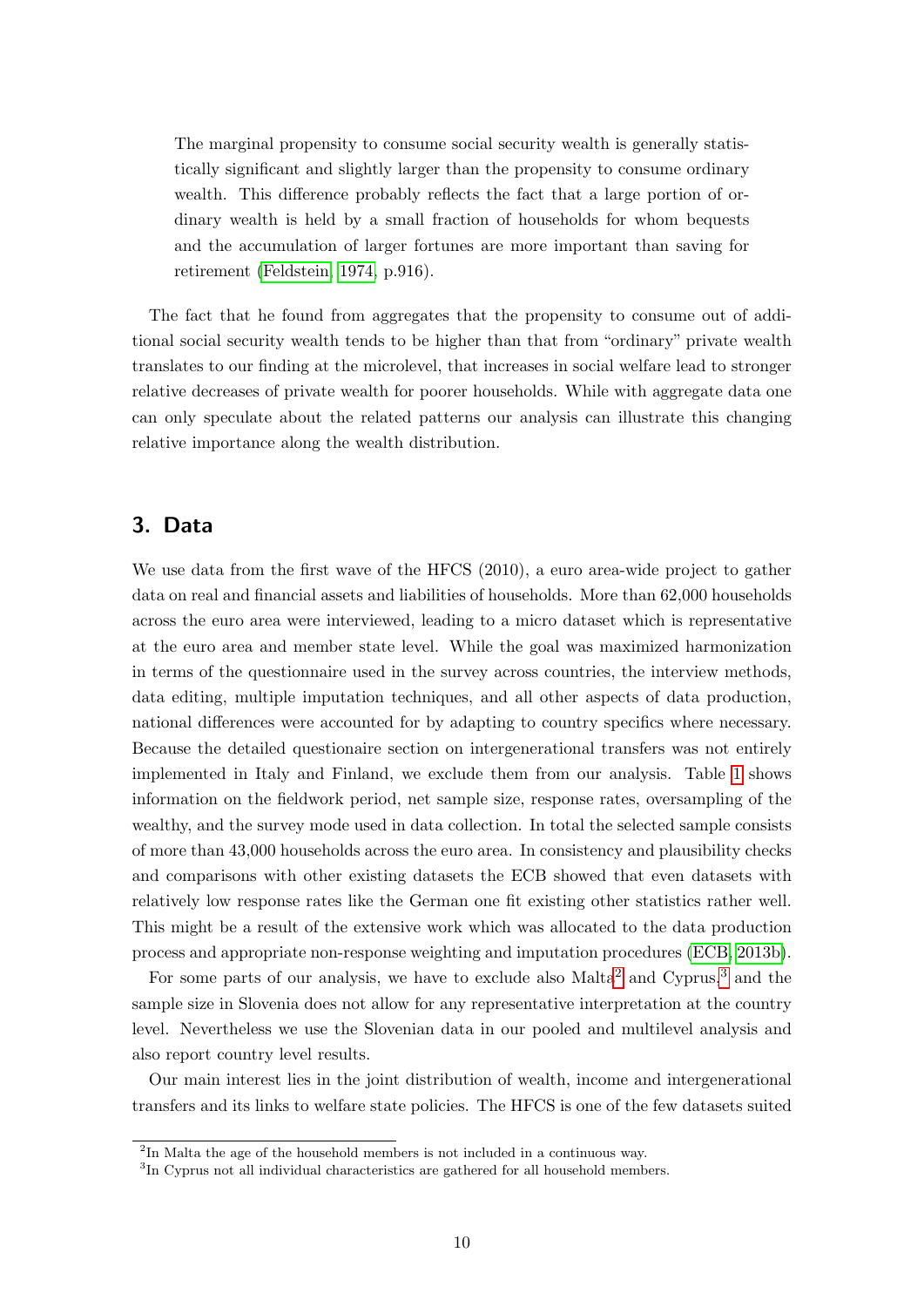> The marginal propensity to consume social security wealth is generally statistically significant and slightly larger than the propensity to consume ordinary wealth. This difference probably reflects the fact that a large portion of ordinary wealth is held by a small fraction of households for whom bequests and the accumulation of larger fortunes are more important than saving for retirement (Feldstein, 1974, p.916).

The fact that he found from aggregates that the propensity to consume out of additional social security wealth tends to be higher than that from "ordinary" private wealth translates to our finding at the microlevel, that increases in social welfare lead to stronger relative decreases of private wealth for poorer households. While with aggregate data one can only speculate about the related patterns our analysis can illustrate this changing relative importance along the wealth distribution.

## 3. Data

We use data from the first wave of the HFCS (2010), a euro area-wide project to gather data on real and financial assets and liabilities of households. More than 62,000 households across the euro area were interviewed, leading to a micro dataset which is representative at the euro area and member state level. While the goal was maximized harmonization in terms of the questionnaire used in the survey across countries, the interview methods, data editing, multiple imputation techniques, and all other aspects of data production, national differences were accounted for by adapting to country specifics where necessary. Because the detailed questionaire section on intergenerational transfers was not entirely implemented in Italy and Finland, we exclude them from our analysis. Table 1 shows information on the fieldwork period, net sample size, response rates, oversampling of the wealthy, and the survey mode used in data collection. In total the selected sample consists of more than 43,000 households across the euro area. In consistency and plausibility checks and comparisons with other existing datasets the ECB showed that even datasets with relatively low response rates like the German one fit existing other statistics rather well. This might be a result of the extensive work which was allocated to the data production process and appropriate non-response weighting and imputation procedures (ECB, 2013b).

For some parts of our analysis, we have to exclude also Malta[2] and Cyprus,[3] and the sample size in Slovenia does not allow for any representative interpretation at the country level. Nevertheless we use the Slovenian data in our pooled and multilevel analysis and also report country level results.

Our main interest lies in the joint distribution of wealth, income and intergenerational transfers and its links to welfare state policies. The HFCS is one of the few datasets suited

[2] In Malta the age of the household members is not included in a continuous way.

[3] In Cyprus not all individual characteristics are gathered for all household members.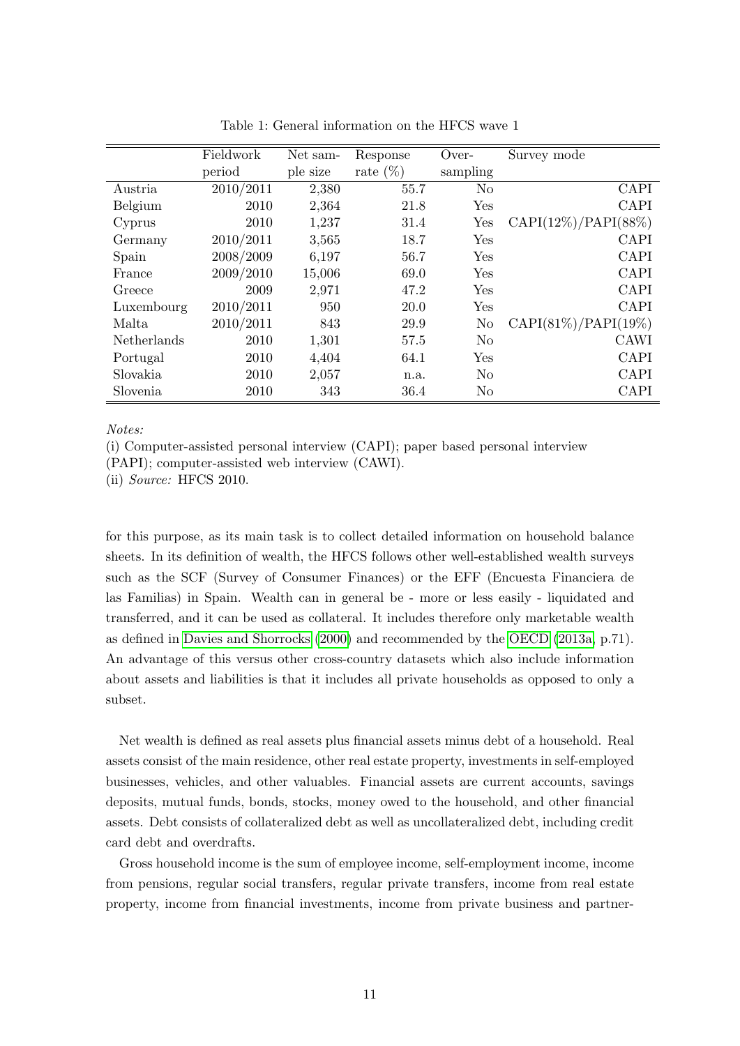Table 1: General information on the HFCS wave 1

| | Fieldwork period | Net sample size | Response rate (%) | Oversampling | Survey mode |
|---|---|---|---|---|---|
| Austria | 2010/2011 | 2,380 | 55.7 | No | CAPI |
| Belgium | 2010 | 2,364 | 21.8 | Yes | CAPI |
| Cyprus | 2010 | 1,237 | 31.4 | Yes | CAPI(12%)/PAPI(88%) |
| Germany | 2010/2011 | 3,565 | 18.7 | Yes | CAPI |
| Spain | 2008/2009 | 6,197 | 56.7 | Yes | CAPI |
| France | 2009/2010 | 15,006 | 69.0 | Yes | CAPI |
| Greece | 2009 | 2,971 | 47.2 | Yes | CAPI |
| Luxembourg | 2010/2011 | 950 | 20.0 | Yes | CAPI |
| Malta | 2010/2011 | 843 | 29.9 | No | CAPI(81%)/PAPI(19%) |
| Netherlands | 2010 | 1,301 | 57.5 | No | CAWI |
| Portugal | 2010 | 4,404 | 64.1 | Yes | CAPI |
| Slovakia | 2010 | 2,057 | n.a. | No | CAPI |
| Slovenia | 2010 | 343 | 36.4 | No | CAPI |

*Notes:*

(i) Computer-assisted personal interview (CAPI); paper based personal interview (PAPI); computer-assisted web interview (CAWI).

(ii) *Source:* HFCS 2010.

for this purpose, as its main task is to collect detailed information on household balance sheets. In its definition of wealth, the HFCS follows other well-established wealth surveys such as the SCF (Survey of Consumer Finances) or the EFF (Encuesta Financiera de las Familias) in Spain. Wealth can in general be - more or less easily - liquidated and transferred, and it can be used as collateral. It includes therefore only marketable wealth as defined in Davies and Shorrocks (2000) and recommended by the OECD (2013a, p.71). An advantage of this versus other cross-country datasets which also include information about assets and liabilities is that it includes all private households as opposed to only a subset.

Net wealth is defined as real assets plus financial assets minus debt of a household. Real assets consist of the main residence, other real estate property, investments in self-employed businesses, vehicles, and other valuables. Financial assets are current accounts, savings deposits, mutual funds, bonds, stocks, money owed to the household, and other financial assets. Debt consists of collateralized debt as well as uncollateralized debt, including credit card debt and overdrafts.

Gross household income is the sum of employee income, self-employment income, income from pensions, regular social transfers, regular private transfers, income from real estate property, income from financial investments, income from private business and partner-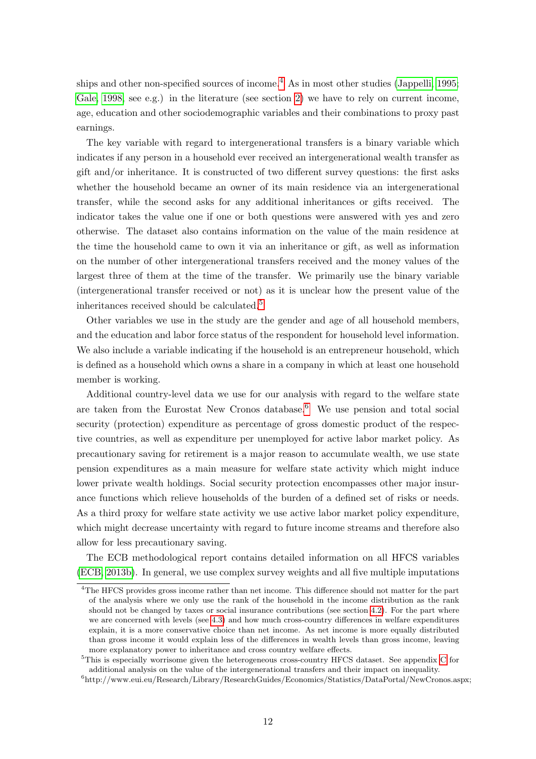ships and other non-specified sources of income.[4] As in most other studies (Jappelli, 1995; Gale, 1998, see e.g.) in the literature (see section 2) we have to rely on current income, age, education and other sociodemographic variables and their combinations to proxy past earnings.

The key variable with regard to intergenerational transfers is a binary variable which indicates if any person in a household ever received an intergenerational wealth transfer as gift and/or inheritance. It is constructed of two different survey questions: the first asks whether the household became an owner of its main residence via an intergenerational transfer, while the second asks for any additional inheritances or gifts received. The indicator takes the value one if one or both questions were answered with yes and zero otherwise. The dataset also contains information on the value of the main residence at the time the household came to own it via an inheritance or gift, as well as information on the number of other intergenerational transfers received and the money values of the largest three of them at the time of the transfer. We primarily use the binary variable (intergenerational transfer received or not) as it is unclear how the present value of the inheritances received should be calculated.[5]

Other variables we use in the study are the gender and age of all household members, and the education and labor force status of the respondent for household level information. We also include a variable indicating if the household is an entrepreneur household, which is defined as a household which owns a share in a company in which at least one household member is working.

Additional country-level data we use for our analysis with regard to the welfare state are taken from the Eurostat New Cronos database.[6] We use pension and total social security (protection) expenditure as percentage of gross domestic product of the respective countries, as well as expenditure per unemployed for active labor market policy. As precautionary saving for retirement is a major reason to accumulate wealth, we use state pension expenditures as a main measure for welfare state activity which might induce lower private wealth holdings. Social security protection encompasses other major insurance functions which relieve households of the burden of a defined set of risks or needs. As a third proxy for welfare state activity we use active labor market policy expenditure, which might decrease uncertainty with regard to future income streams and therefore also allow for less precautionary saving.

The ECB methodological report contains detailed information on all HFCS variables (ECB, 2013b). In general, we use complex survey weights and all five multiple imputations

---

[4] The HFCS provides gross income rather than net income. This difference should not matter for the part of the analysis where we only use the rank of the household in the income distribution as the rank should not be changed by taxes or social insurance contributions (see section 4.2). For the part where we are concerned with levels (see 4.3) and how much cross-country differences in welfare expenditures explain, it is a more conservative choice than net income. As net income is more equally distributed than gross income it would explain less of the differences in wealth levels than gross income, leaving more explanatory power to inheritance and cross country welfare effects.

[5] This is especially worrisome given the heterogeneous cross-country HFCS dataset. See appendix C for additional analysis on the value of the intergenerational transfers and their impact on inequality.

[6] http://www.eui.eu/Research/Library/ResearchGuides/Economics/Statistics/DataPortal/NewCronos.aspx;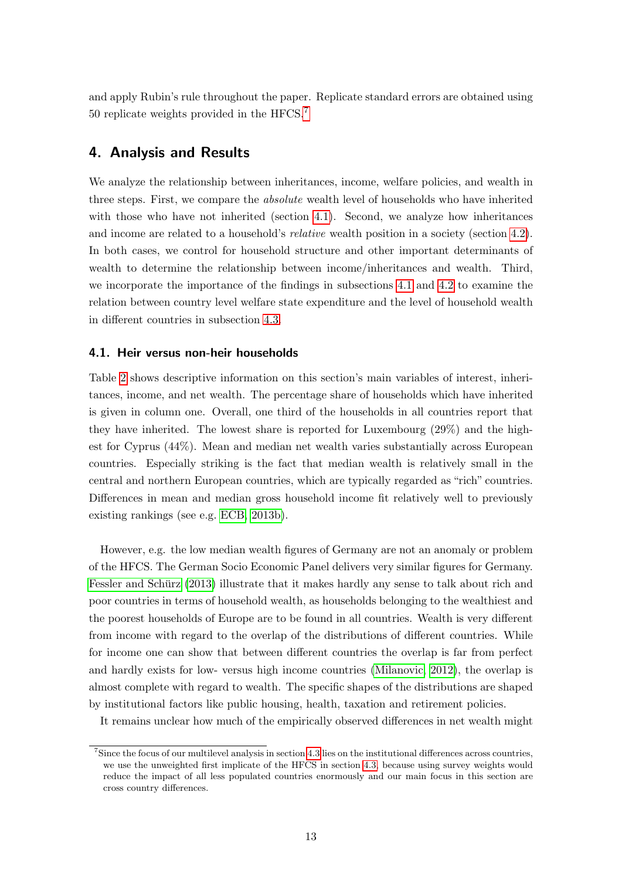and apply Rubin's rule throughout the paper. Replicate standard errors are obtained using 50 replicate weights provided in the HFCS.[7]

## 4. Analysis and Results

We analyze the relationship between inheritances, income, welfare policies, and wealth in three steps. First, we compare the *absolute* wealth level of households who have inherited with those who have not inherited (section 4.1). Second, we analyze how inheritances and income are related to a household's *relative* wealth position in a society (section 4.2). In both cases, we control for household structure and other important determinants of wealth to determine the relationship between income/inheritances and wealth. Third, we incorporate the importance of the findings in subsections 4.1 and 4.2 to examine the relation between country level welfare state expenditure and the level of household wealth in different countries in subsection 4.3.

### 4.1. Heir versus non-heir households

Table 2 shows descriptive information on this section's main variables of interest, inheritances, income, and net wealth. The percentage share of households which have inherited is given in column one. Overall, one third of the households in all countries report that they have inherited. The lowest share is reported for Luxembourg (29%) and the highest for Cyprus (44%). Mean and median net wealth varies substantially across European countries. Especially striking is the fact that median wealth is relatively small in the central and northern European countries, which are typically regarded as "rich" countries. Differences in mean and median gross household income fit relatively well to previously existing rankings (see e.g. ECB, 2013b).

However, e.g. the low median wealth figures of Germany are not an anomaly or problem of the HFCS. The German Socio Economic Panel delivers very similar figures for Germany. Fessler and Schürz (2013) illustrate that it makes hardly any sense to talk about rich and poor countries in terms of household wealth, as households belonging to the wealthiest and the poorest households of Europe are to be found in all countries. Wealth is very different from income with regard to the overlap of the distributions of different countries. While for income one can show that between different countries the overlap is far from perfect and hardly exists for low- versus high income countries (Milanovic, 2012), the overlap is almost complete with regard to wealth. The specific shapes of the distributions are shaped by institutional factors like public housing, health, taxation and retirement policies.

It remains unclear how much of the empirically observed differences in net wealth might

[7] Since the focus of our multilevel analysis in section 4.3 lies on the institutional differences across countries, we use the unweighted first implicate of the HFCS in section 4.3, because using survey weights would reduce the impact of all less populated countries enormously and our main focus in this section are cross country differences.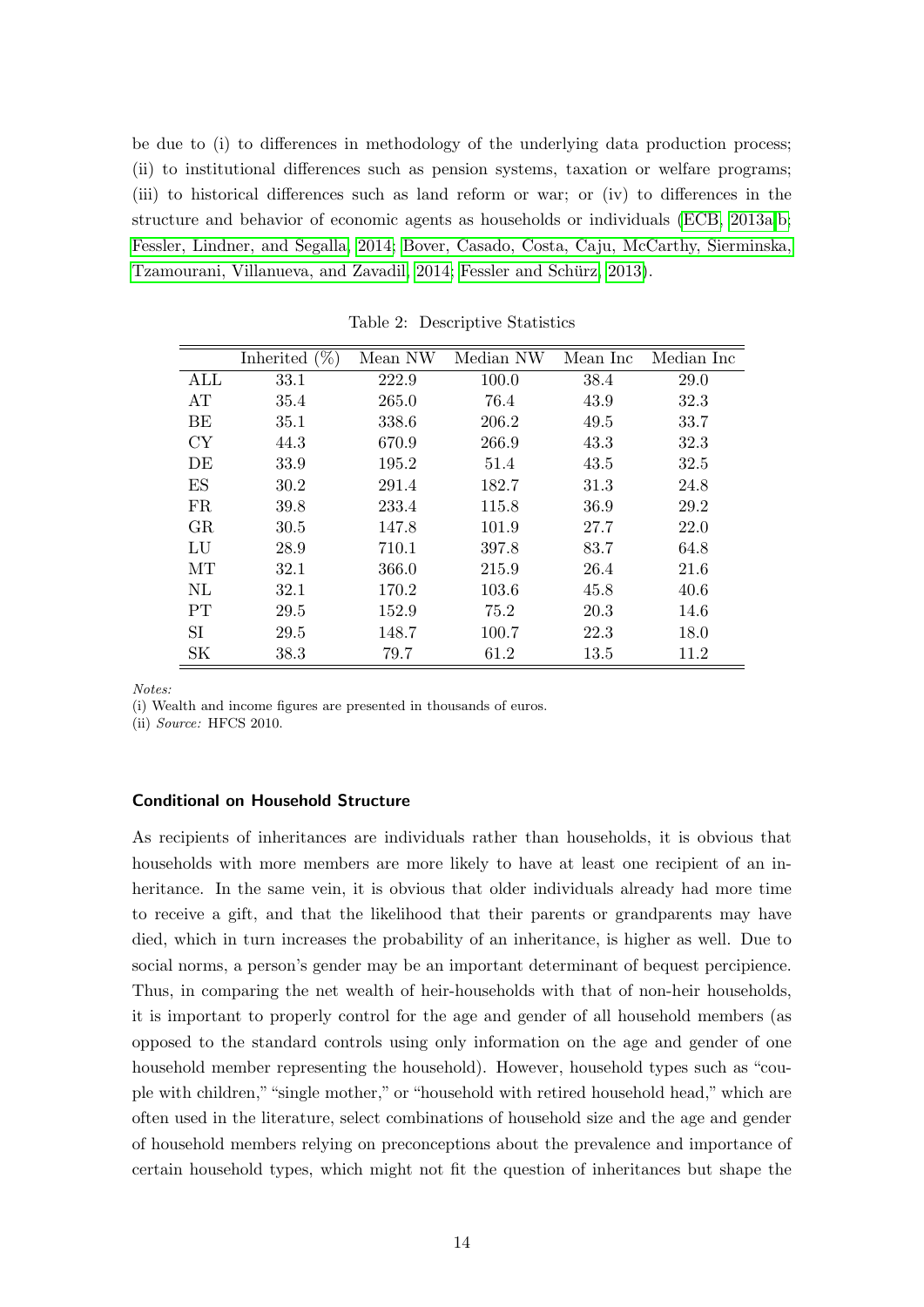be due to (i) to differences in methodology of the underlying data production process; (ii) to institutional differences such as pension systems, taxation or welfare programs; (iii) to historical differences such as land reform or war; or (iv) to differences in the structure and behavior of economic agents as households or individuals (ECB, 2013a,b; Fessler, Lindner, and Segalla, 2014; Bover, Casado, Costa, Caju, McCarthy, Sierminska, Tzamourani, Villanueva, and Zavadil, 2014; Fessler and Schürz, 2013).

Table 2: Descriptive Statistics

| | Inherited (%) | Mean NW | Median NW | Mean Inc | Median Inc |
|---|---|---|---|---|---|
| ALL | 33.1 | 222.9 | 100.0 | 38.4 | 29.0 |
| AT | 35.4 | 265.0 | 76.4 | 43.9 | 32.3 |
| BE | 35.1 | 338.6 | 206.2 | 49.5 | 33.7 |
| CY | 44.3 | 670.9 | 266.9 | 43.3 | 32.3 |
| DE | 33.9 | 195.2 | 51.4 | 43.5 | 32.5 |
| ES | 30.2 | 291.4 | 182.7 | 31.3 | 24.8 |
| FR | 39.8 | 233.4 | 115.8 | 36.9 | 29.2 |
| GR | 30.5 | 147.8 | 101.9 | 27.7 | 22.0 |
| LU | 28.9 | 710.1 | 397.8 | 83.7 | 64.8 |
| MT | 32.1 | 366.0 | 215.9 | 26.4 | 21.6 |
| NL | 32.1 | 170.2 | 103.6 | 45.8 | 40.6 |
| PT | 29.5 | 152.9 | 75.2 | 20.3 | 14.6 |
| SI | 29.5 | 148.7 | 100.7 | 22.3 | 18.0 |
| SK | 38.3 | 79.7 | 61.2 | 13.5 | 11.2 |

*Notes:*

(i) Wealth and income figures are presented in thousands of euros.

(ii) *Source:* HFCS 2010.

### Conditional on Household Structure

As recipients of inheritances are individuals rather than households, it is obvious that households with more members are more likely to have at least one recipient of an inheritance. In the same vein, it is obvious that older individuals already had more time to receive a gift, and that the likelihood that their parents or grandparents may have died, which in turn increases the probability of an inheritance, is higher as well. Due to social norms, a person's gender may be an important determinant of bequest percipience. Thus, in comparing the net wealth of heir-households with that of non-heir households, it is important to properly control for the age and gender of all household members (as opposed to the standard controls using only information on the age and gender of one household member representing the household). However, household types such as "couple with children," "single mother," or "household with retired household head," which are often used in the literature, select combinations of household size and the age and gender of household members relying on preconceptions about the prevalence and importance of certain household types, which might not fit the question of inheritances but shape the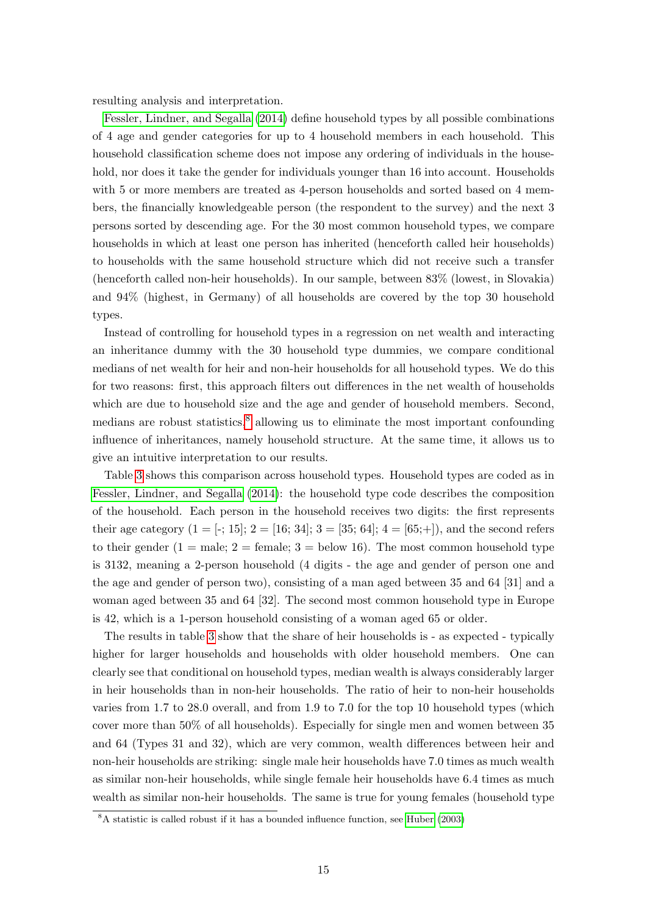resulting analysis and interpretation.

Fessler, Lindner, and Segalla (2014) define household types by all possible combinations of 4 age and gender categories for up to 4 household members in each household. This household classification scheme does not impose any ordering of individuals in the household, nor does it take the gender for individuals younger than 16 into account. Households with 5 or more members are treated as 4-person households and sorted based on 4 members, the financially knowledgeable person (the respondent to the survey) and the next 3 persons sorted by descending age. For the 30 most common household types, we compare households in which at least one person has inherited (henceforth called heir households) to households with the same household structure which did not receive such a transfer (henceforth called non-heir households). In our sample, between 83% (lowest, in Slovakia) and 94% (highest, in Germany) of all households are covered by the top 30 household types.

Instead of controlling for household types in a regression on net wealth and interacting an inheritance dummy with the 30 household type dummies, we compare conditional medians of net wealth for heir and non-heir households for all household types. We do this for two reasons: first, this approach filters out differences in the net wealth of households which are due to household size and the age and gender of household members. Second, medians are robust statistics,[8] allowing us to eliminate the most important confounding influence of inheritances, namely household structure. At the same time, it allows us to give an intuitive interpretation to our results.

Table 3 shows this comparison across household types. Household types are coded as in Fessler, Lindner, and Segalla (2014): the household type code describes the composition of the household. Each person in the household receives two digits: the first represents their age category (1 = [-; 15]; 2 = [16; 34]; 3 = [35; 64]; 4 = [65;+]), and the second refers to their gender (1 = male; 2 = female; 3 = below 16). The most common household type is 3132, meaning a 2-person household (4 digits - the age and gender of person one and the age and gender of person two), consisting of a man aged between 35 and 64 [31] and a woman aged between 35 and 64 [32]. The second most common household type in Europe is 42, which is a 1-person household consisting of a woman aged 65 or older.

The results in table 3 show that the share of heir households is - as expected - typically higher for larger households and households with older household members. One can clearly see that conditional on household types, median wealth is always considerably larger in heir households than in non-heir households. The ratio of heir to non-heir households varies from 1.7 to 28.0 overall, and from 1.9 to 7.0 for the top 10 household types (which cover more than 50% of all households). Especially for single men and women between 35 and 64 (Types 31 and 32), which are very common, wealth differences between heir and non-heir households are striking: single male heir households have 7.0 times as much wealth as similar non-heir households, while single female heir households have 6.4 times as much wealth as similar non-heir households. The same is true for young females (household type

[8] A statistic is called robust if it has a bounded influence function, see Huber (2003)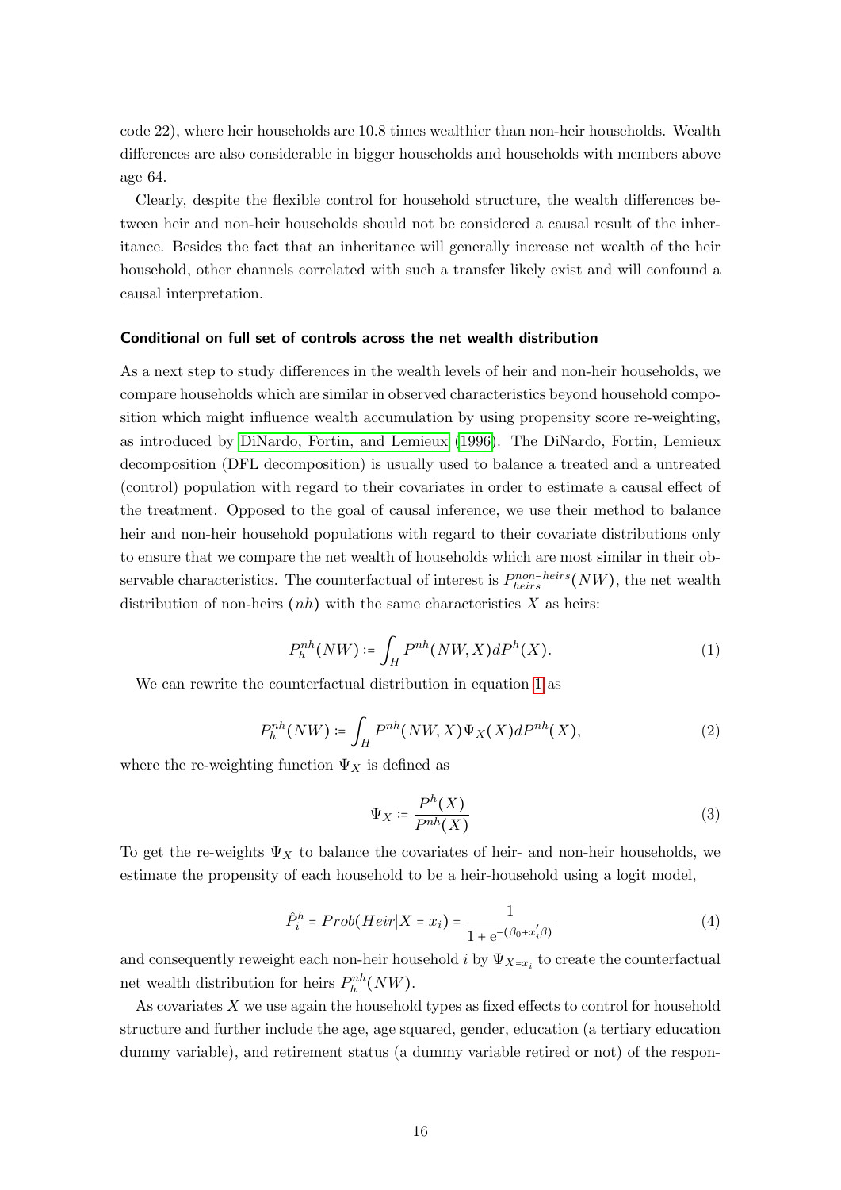code 22), where heir households are 10.8 times wealthier than non-heir households. Wealth differences are also considerable in bigger households and households with members above age 64.

Clearly, despite the flexible control for household structure, the wealth differences between heir and non-heir households should not be considered a causal result of the inheritance. Besides the fact that an inheritance will generally increase net wealth of the heir household, other channels correlated with such a transfer likely exist and will confound a causal interpretation.

### Conditional on full set of controls across the net wealth distribution

As a next step to study differences in the wealth levels of heir and non-heir households, we compare households which are similar in observed characteristics beyond household composition which might influence wealth accumulation by using propensity score re-weighting, as introduced by DiNardo, Fortin, and Lemieux (1996). The DiNardo, Fortin, Lemieux decomposition (DFL decomposition) is usually used to balance a treated and a untreated (control) population with regard to their covariates in order to estimate a causal effect of the treatment. Opposed to the goal of causal inference, we use their method to balance heir and non-heir household populations with regard to their covariate distributions only to ensure that we compare the net wealth of households which are most similar in their observable characteristics. The counterfactual of interest is $P^{non-heirs}_{heirs}(NW)$, the net wealth distribution of non-heirs $(nh)$ with the same characteristics $X$ as heirs:

$$P^{nh}_{h}(NW) := \int_{H} P^{nh}(NW, X) dP^{h}(X). \tag{1}$$

We can rewrite the counterfactual distribution in equation 1 as

$$P^{nh}_{h}(NW) := \int_{H} P^{nh}(NW, X) \Psi_X(X) dP^{nh}(X), \tag{2}$$

where the re-weighting function $\Psi_X$ is defined as

$$\Psi_X := \frac{P^{h}(X)}{P^{nh}(X)} \tag{3}$$

To get the re-weights $\Psi_X$ to balance the covariates of heir- and non-heir households, we estimate the propensity of each household to be a heir-household using a logit model,

$$\hat{P}^{h}_{i} = Prob(Heir|X = x_i) = \frac{1}{1 + \mathrm{e}^{-(\beta_0 + x_i^{'}\beta)}} \tag{4}$$

and consequently reweight each non-heir household $i$ by $\Psi_{X=x_i}$ to create the counterfactual net wealth distribution for heirs $P^{nh}_{h}(NW)$.

As covariates $X$ we use again the household types as fixed effects to control for household structure and further include the age, age squared, gender, education (a tertiary education dummy variable), and retirement status (a dummy variable retired or not) of the respon-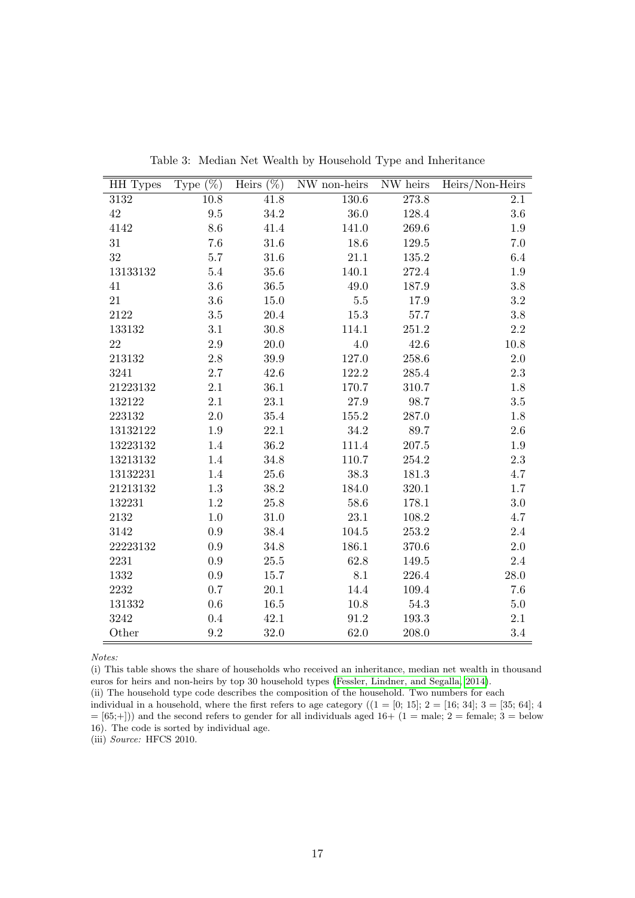Table 3: Median Net Wealth by Household Type and Inheritance

| HH Types | Type (%) | Heirs (%) | NW non-heirs | NW heirs | Heirs/Non-Heirs |
|---|---|---|---|---|---|
| 3132 | 10.8 | 41.8 | 130.6 | 273.8 | 2.1 |
| 42 | 9.5 | 34.2 | 36.0 | 128.4 | 3.6 |
| 4142 | 8.6 | 41.4 | 141.0 | 269.6 | 1.9 |
| 31 | 7.6 | 31.6 | 18.6 | 129.5 | 7.0 |
| 32 | 5.7 | 31.6 | 21.1 | 135.2 | 6.4 |
| 13133132 | 5.4 | 35.6 | 140.1 | 272.4 | 1.9 |
| 41 | 3.6 | 36.5 | 49.0 | 187.9 | 3.8 |
| 21 | 3.6 | 15.0 | 5.5 | 17.9 | 3.2 |
| 2122 | 3.5 | 20.4 | 15.3 | 57.7 | 3.8 |
| 133132 | 3.1 | 30.8 | 114.1 | 251.2 | 2.2 |
| 22 | 2.9 | 20.0 | 4.0 | 42.6 | 10.8 |
| 213132 | 2.8 | 39.9 | 127.0 | 258.6 | 2.0 |
| 3241 | 2.7 | 42.6 | 122.2 | 285.4 | 2.3 |
| 21223132 | 2.1 | 36.1 | 170.7 | 310.7 | 1.8 |
| 132122 | 2.1 | 23.1 | 27.9 | 98.7 | 3.5 |
| 223132 | 2.0 | 35.4 | 155.2 | 287.0 | 1.8 |
| 13132122 | 1.9 | 22.1 | 34.2 | 89.7 | 2.6 |
| 13223132 | 1.4 | 36.2 | 111.4 | 207.5 | 1.9 |
| 13213132 | 1.4 | 34.8 | 110.7 | 254.2 | 2.3 |
| 13132231 | 1.4 | 25.6 | 38.3 | 181.3 | 4.7 |
| 21213132 | 1.3 | 38.2 | 184.0 | 320.1 | 1.7 |
| 132231 | 1.2 | 25.8 | 58.6 | 178.1 | 3.0 |
| 2132 | 1.0 | 31.0 | 23.1 | 108.2 | 4.7 |
| 3142 | 0.9 | 38.4 | 104.5 | 253.2 | 2.4 |
| 22223132 | 0.9 | 34.8 | 186.1 | 370.6 | 2.0 |
| 2231 | 0.9 | 25.5 | 62.8 | 149.5 | 2.4 |
| 1332 | 0.9 | 15.7 | 8.1 | 226.4 | 28.0 |
| 2232 | 0.7 | 20.1 | 14.4 | 109.4 | 7.6 |
| 131332 | 0.6 | 16.5 | 10.8 | 54.3 | 5.0 |
| 3242 | 0.4 | 42.1 | 91.2 | 193.3 | 2.1 |
| Other | 9.2 | 32.0 | 62.0 | 208.0 | 3.4 |

*Notes:*

(i) This table shows the share of households who received an inheritance, median net wealth in thousand euros for heirs and non-heirs by top 30 household types (Fessler, Lindner, and Segalla, 2014).

(ii) The household type code describes the composition of the household. Two numbers for each individual in a household, where the first refers to age category ((1 = [0; 15]; 2 = [16; 34]; 3 = [35; 64]; 4 = [65;+])) and the second refers to gender for all individuals aged 16+ (1 = male; 2 = female; 3 = below 16). The code is sorted by individual age.

(iii) *Source:* HFCS 2010.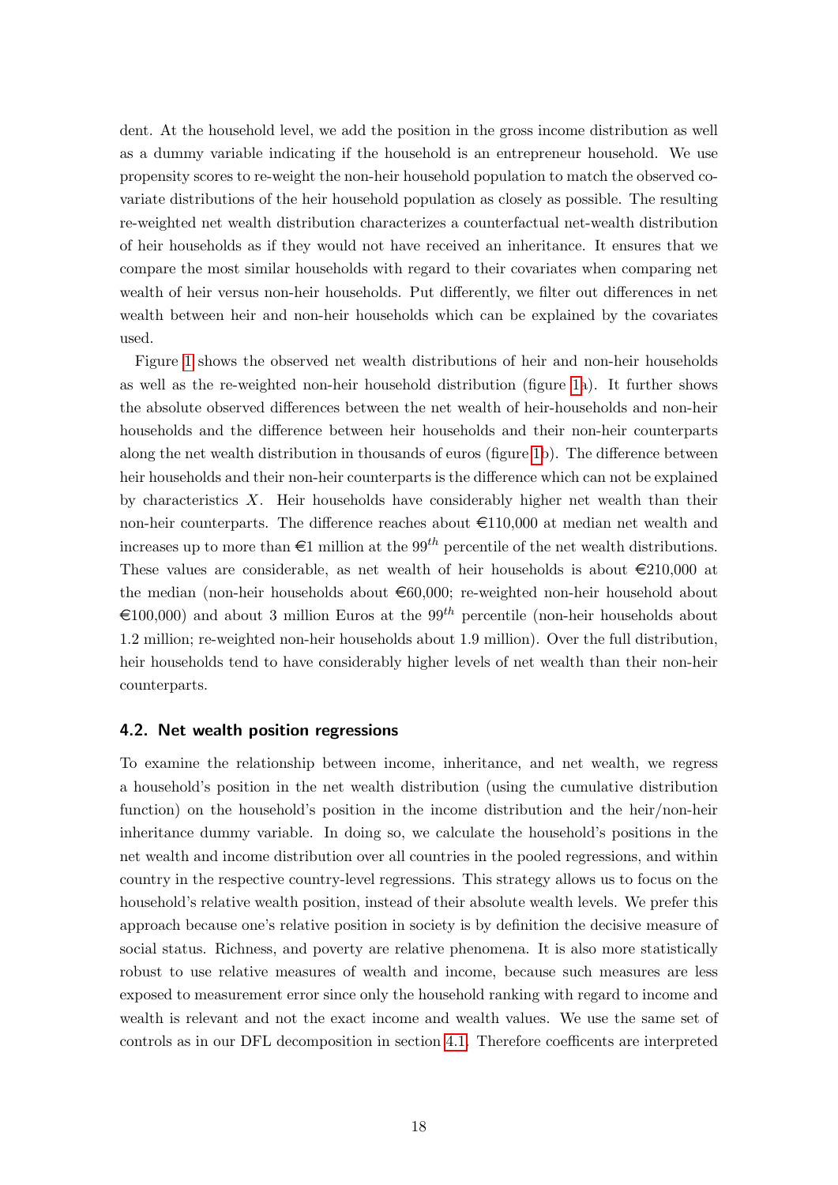dent. At the household level, we add the position in the gross income distribution as well as a dummy variable indicating if the household is an entrepreneur household. We use propensity scores to re-weight the non-heir household population to match the observed covariate distributions of the heir household population as closely as possible. The resulting re-weighted net wealth distribution characterizes a counterfactual net-wealth distribution of heir households as if they would not have received an inheritance. It ensures that we compare the most similar households with regard to their covariates when comparing net wealth of heir versus non-heir households. Put differently, we filter out differences in net wealth between heir and non-heir households which can be explained by the covariates used.

Figure 1 shows the observed net wealth distributions of heir and non-heir households as well as the re-weighted non-heir household distribution (figure 1a). It further shows the absolute observed differences between the net wealth of heir-households and non-heir households and the difference between heir households and their non-heir counterparts along the net wealth distribution in thousands of euros (figure 1b). The difference between heir households and their non-heir counterparts is the difference which can not be explained by characteristics $X$. Heir households have considerably higher net wealth than their non-heir counterparts. The difference reaches about €110,000 at median net wealth and increases up to more than €1 million at the $99^{th}$ percentile of the net wealth distributions. These values are considerable, as net wealth of heir households is about €210,000 at the median (non-heir households about €60,000; re-weighted non-heir household about €100,000) and about 3 million Euros at the $99^{th}$ percentile (non-heir households about 1.2 million; re-weighted non-heir households about 1.9 million). Over the full distribution, heir households tend to have considerably higher levels of net wealth than their non-heir counterparts.

### 4.2. Net wealth position regressions

To examine the relationship between income, inheritance, and net wealth, we regress a household's position in the net wealth distribution (using the cumulative distribution function) on the household's position in the income distribution and the heir/non-heir inheritance dummy variable. In doing so, we calculate the household's positions in the net wealth and income distribution over all countries in the pooled regressions, and within country in the respective country-level regressions. This strategy allows us to focus on the household's relative wealth position, instead of their absolute wealth levels. We prefer this approach because one's relative position in society is by definition the decisive measure of social status. Richness, and poverty are relative phenomena. It is also more statistically robust to use relative measures of wealth and income, because such measures are less exposed to measurement error since only the household ranking with regard to income and wealth is relevant and not the exact income and wealth values. We use the same set of controls as in our DFL decomposition in section 4.1. Therefore coefficents are interpreted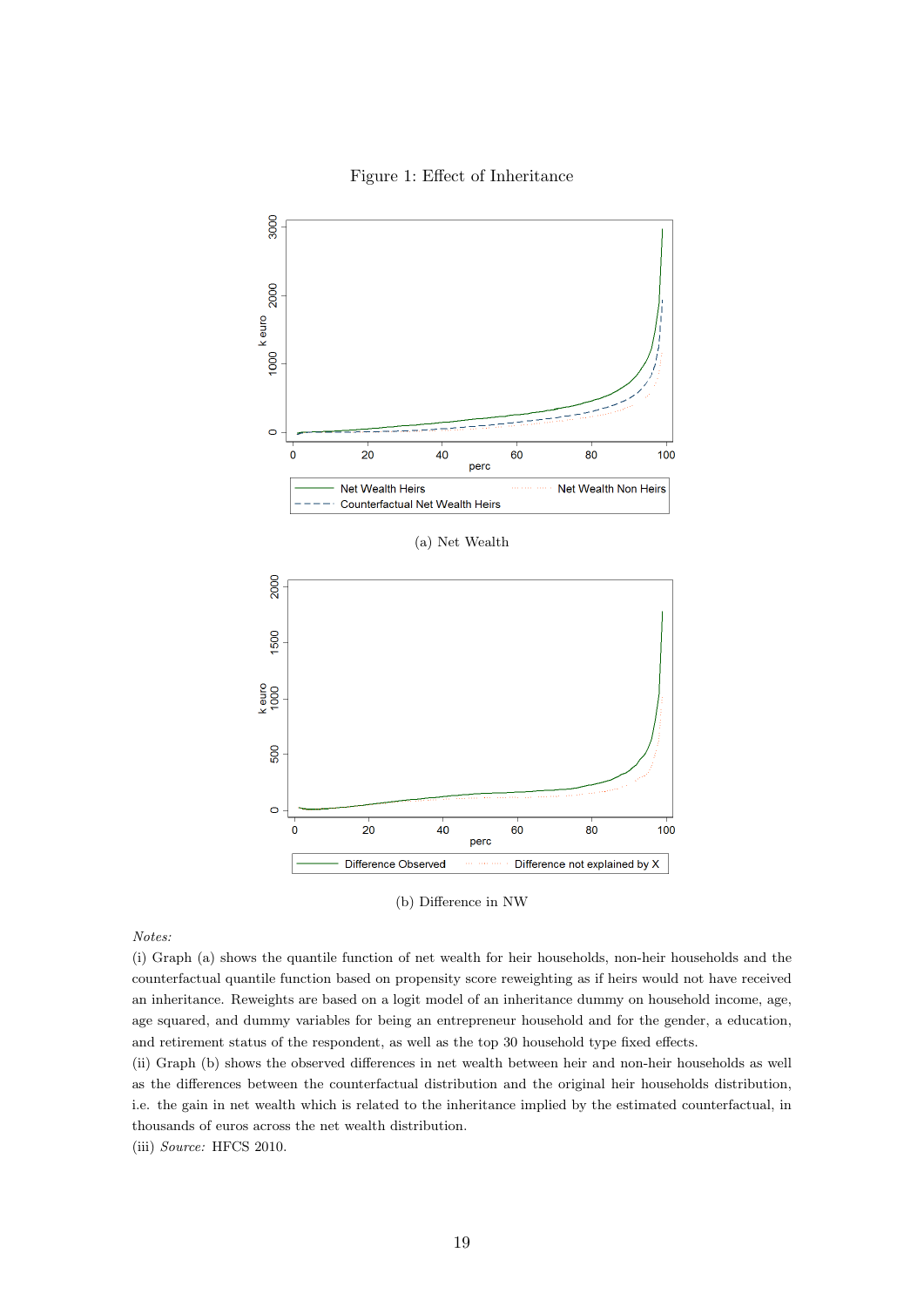Figure 1: Effect of Inheritance

(a) Net Wealth

(b) Difference in NW

*Notes:*

(i) Graph (a) shows the quantile function of net wealth for heir households, non-heir households and the counterfactual quantile function based on propensity score reweighting as if heirs would not have received an inheritance. Reweights are based on a logit model of an inheritance dummy on household income, age, age squared, and dummy variables for being an entrepreneur household and for the gender, a education, and retirement status of the respondent, as well as the top 30 household type fixed effects.

(ii) Graph (b) shows the observed differences in net wealth between heir and non-heir households as well as the differences between the counterfactual distribution and the original heir households distribution, i.e. the gain in net wealth which is related to the inheritance implied by the estimated counterfactual, in thousands of euros across the net wealth distribution.

(iii) *Source:* HFCS 2010.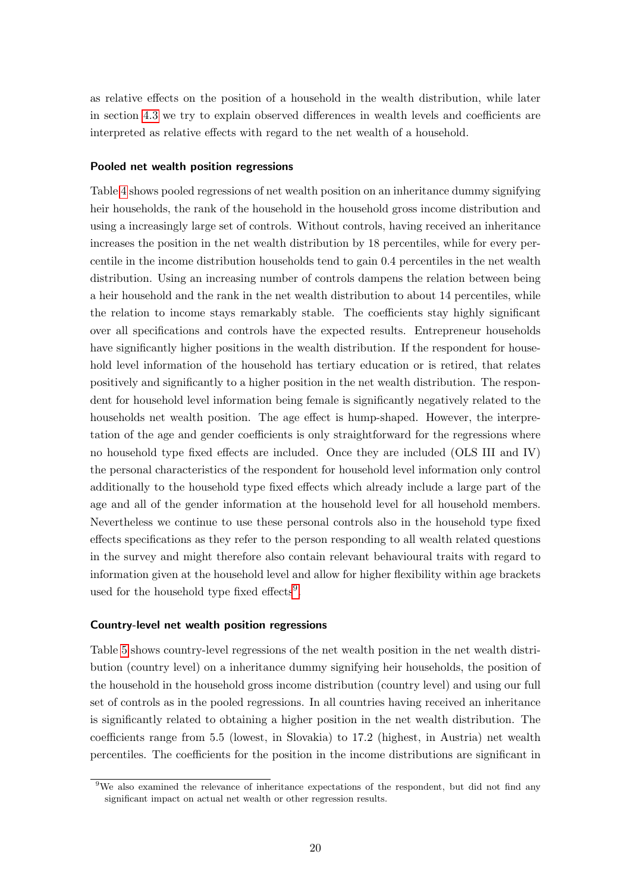as relative effects on the position of a household in the wealth distribution, while later in section 4.3 we try to explain observed differences in wealth levels and coefficients are interpreted as relative effects with regard to the net wealth of a household.

#### Pooled net wealth position regressions

Table 4 shows pooled regressions of net wealth position on an inheritance dummy signifying heir households, the rank of the household in the household gross income distribution and using a increasingly large set of controls. Without controls, having received an inheritance increases the position in the net wealth distribution by 18 percentiles, while for every percentile in the income distribution households tend to gain 0.4 percentiles in the net wealth distribution. Using an increasing number of controls dampens the relation between being a heir household and the rank in the net wealth distribution to about 14 percentiles, while the relation to income stays remarkably stable. The coefficients stay highly significant over all specifications and controls have the expected results. Entrepreneur households have significantly higher positions in the wealth distribution. If the respondent for household level information of the household has tertiary education or is retired, that relates positively and significantly to a higher position in the net wealth distribution. The respondent for household level information being female is significantly negatively related to the households net wealth position. The age effect is hump-shaped. However, the interpretation of the age and gender coefficients is only straightforward for the regressions where no household type fixed effects are included. Once they are included (OLS III and IV) the personal characteristics of the respondent for household level information only control additionally to the household type fixed effects which already include a large part of the age and all of the gender information at the household level for all household members. Nevertheless we continue to use these personal controls also in the household type fixed effects specifications as they refer to the person responding to all wealth related questions in the survey and might therefore also contain relevant behavioural traits with regard to information given at the household level and allow for higher flexibility within age brackets used for the household type fixed effects[9].

#### Country-level net wealth position regressions

Table 5 shows country-level regressions of the net wealth position in the net wealth distribution (country level) on a inheritance dummy signifying heir households, the position of the household in the household gross income distribution (country level) and using our full set of controls as in the pooled regressions. In all countries having received an inheritance is significantly related to obtaining a higher position in the net wealth distribution. The coefficients range from 5.5 (lowest, in Slovakia) to 17.2 (highest, in Austria) net wealth percentiles. The coefficients for the position in the income distributions are significant in

[9] We also examined the relevance of inheritance expectations of the respondent, but did not find any significant impact on actual net wealth or other regression results.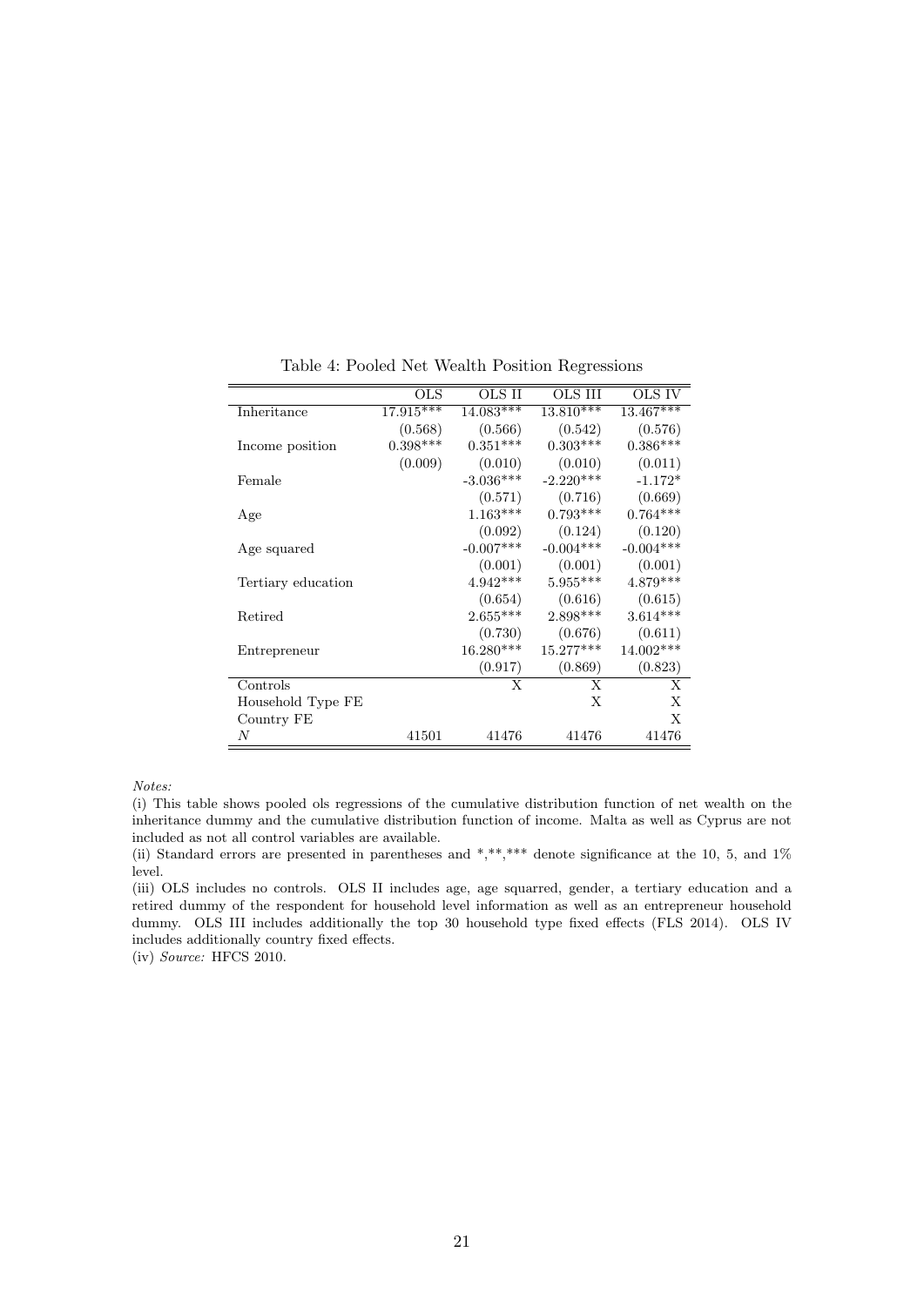Table 4: Pooled Net Wealth Position Regressions

| | OLS | OLS II | OLS III | OLS IV |
|---|---|---|---|---|
| Inheritance | 17.915*** | 14.083*** | 13.810*** | 13.467*** |
| | (0.568) | (0.566) | (0.542) | (0.576) |
| Income position | 0.398*** | 0.351*** | 0.303*** | 0.386*** |
| | (0.009) | (0.010) | (0.010) | (0.011) |
| Female | | -3.036*** | -2.220*** | -1.172* |
| | | (0.571) | (0.716) | (0.669) |
| Age | | 1.163*** | 0.793*** | 0.764*** |
| | | (0.092) | (0.124) | (0.120) |
| Age squared | | -0.007*** | -0.004*** | -0.004*** |
| | | (0.001) | (0.001) | (0.001) |
| Tertiary education | | 4.942*** | 5.955*** | 4.879*** |
| | | (0.654) | (0.616) | (0.615) |
| Retired | | 2.655*** | 2.898*** | 3.614*** |
| | | (0.730) | (0.676) | (0.611) |
| Entrepreneur | | 16.280*** | 15.277*** | 14.002*** |
| | | (0.917) | (0.869) | (0.823) |
| Controls | | X | X | X |
| Household Type FE | | | X | X |
| Country FE | | | | X |
| $N$ | 41501 | 41476 | 41476 | 41476 |

*Notes:*

(i) This table shows pooled ols regressions of the cumulative distribution function of net wealth on the inheritance dummy and the cumulative distribution function of income. Malta as well as Cyprus are not included as not all control variables are available.

(ii) Standard errors are presented in parentheses and *,**,*** denote significance at the 10, 5, and 1% level.

(iii) OLS includes no controls. OLS II includes age, age squarred, gender, a tertiary education and a retired dummy of the respondent for household level information as well as an entrepreneur household dummy. OLS III includes additionally the top 30 household type fixed effects (FLS 2014). OLS IV includes additionally country fixed effects.

(iv) *Source:* HFCS 2010.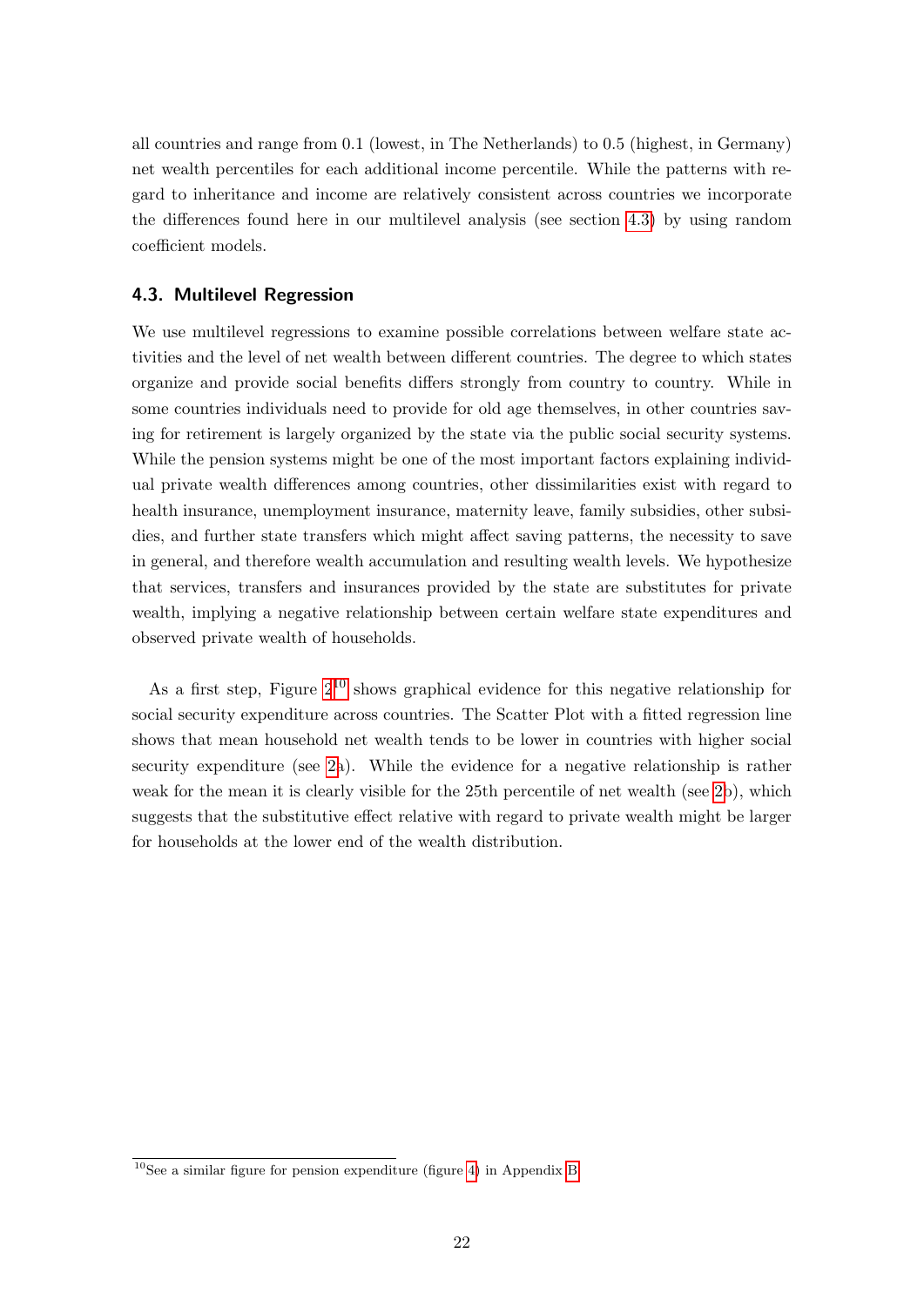all countries and range from 0.1 (lowest, in The Netherlands) to 0.5 (highest, in Germany) net wealth percentiles for each additional income percentile. While the patterns with regard to inheritance and income are relatively consistent across countries we incorporate the differences found here in our multilevel analysis (see section 4.3) by using random coefficient models.

### 4.3. Multilevel Regression

We use multilevel regressions to examine possible correlations between welfare state activities and the level of net wealth between different countries. The degree to which states organize and provide social benefits differs strongly from country to country. While in some countries individuals need to provide for old age themselves, in other countries saving for retirement is largely organized by the state via the public social security systems. While the pension systems might be one of the most important factors explaining individual private wealth differences among countries, other dissimilarities exist with regard to health insurance, unemployment insurance, maternity leave, family subsidies, other subsidies, and further state transfers which might affect saving patterns, the necessity to save in general, and therefore wealth accumulation and resulting wealth levels. We hypothesize that services, transfers and insurances provided by the state are substitutes for private wealth, implying a negative relationship between certain welfare state expenditures and observed private wealth of households.

As a first step, Figure 2[10] shows graphical evidence for this negative relationship for social security expenditure across countries. The Scatter Plot with a fitted regression line shows that mean household net wealth tends to be lower in countries with higher social security expenditure (see 2a). While the evidence for a negative relationship is rather weak for the mean it is clearly visible for the 25th percentile of net wealth (see 2b), which suggests that the substitutive effect relative with regard to private wealth might be larger for households at the lower end of the wealth distribution.

[10] See a similar figure for pension expenditure (figure 4) in Appendix B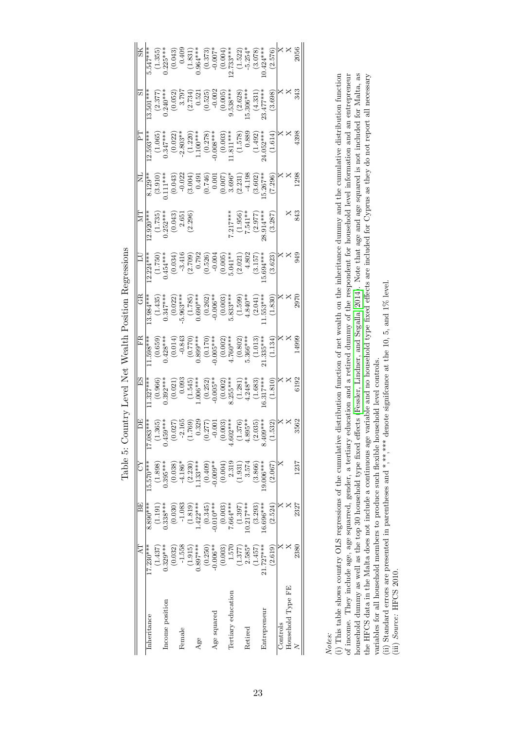Table 5: Country Level Net Wealth Position Regressions

| | AT | BE | CY | DE | ES | FR | GR | LU | MT | NL | PT | SI | SK |
|---|---|---|---|---|---|---|---|---|---|---|---|---|---|
| Inheritance | 17.230*** | 8.890*** | 15.570*** | 17.083*** | 11.327*** | 11.598*** | 13.984*** | 12.224*** | 12.920*** | 8.129** | 12.593*** | 13.501*** | 5.547*** |
| | (1.437) | (1.191) | (1.898) | (1.365) | (0.966) | (0.659) | (1.435) | (1.750) | (1.735) | (3.910) | (1.065) | (2.377) | (1.355) |
| Income position | 0.329*** | 0.338*** | 0.395*** | 0.459*** | 0.392*** | 0.428*** | 0.347*** | 0.454*** | 0.252*** | 0.111*** | 0.347*** | 0.240*** | 0.225*** |
| | (0.032) | (0.030) | (0.038) | (0.027) | (0.021) | (0.014) | (0.022) | (0.034) | (0.043) | (0.043) | (0.022) | (0.052) | (0.043) |
| Female | -1.558 | -1.083 | -4.186* | -2.165 | 0.093 | -0.843 | -5.963*** | -3.416 | 2.651 | -0.022 | -2.803** | 3.797 | 0.409 |
| | (1.915) | (1.819) | (2.230) | (1.769) | (1.545) | (0.770) | (1.785) | (2.709) | (2.296) | (3.004) | (1.220) | (2.734) | (1.831) |
| Age | 0.897*** | 1.422*** | 1.133*** | 0.329 | 1.006*** | 0.899*** | 0.690*** | 0.792 | | 0.491 | 1.100*** | 0.521 | 0.964*** |
| | (0.250) | (0.345) | (0.409) | (0.277) | (0.252) | (0.170) | (0.262) | (0.526) | | (0.746) | (0.278) | (0.525) | (0.373) |
| Age squared | -0.006** | -0.010*** | -0.009** | -0.001 | -0.005** | -0.005*** | -0.006** | -0.004 | | 0.001 | -0.008*** | -0.002 | -0.007* |
| | (0.003) | (0.003) | (0.004) | (0.003) | (0.002) | (0.002) | (0.003) | (0.005) | | (0.007) | (0.003) | (0.005) | (0.004) |
| Tertiary education | 1.570 | 7.664*** | 2.319 | 4.602*** | 8.255*** | 4.760*** | 5.833*** | 5.041** | 7.217*** | 3.696* | 11.811*** | 9.538*** | 12.733*** |
| | (1.377) | (1.397) | (1.931) | (1.376) | (1.281) | (0.802) | (1.599) | (2.021) | (1.956) | (2.231) | (1.578) | (2.628) | (1.522) |
| Retired | 2.585* | 10.217*** | 3.574 | 4.895** | 4.248** | 5.366*** | 4.840** | 4.802 | 7.541** | -4.198 | 0.889 | 15.306*** | -5.254* |
| | (1.457) | (3.293) | (3.866) | (2.035) | (1.683) | (1.013) | (2.041) | (3.157) | (2.977) | (3.602) | (1.492) | (4.331) | (3.078) |
| Entrepreneur | 21.727*** | 16.696*** | 19.006*** | 8.409*** | 16.317*** | 21.335*** | 11.553*** | 15.694*** | 28.914*** | 15.267** | 24.052*** | 23.477*** | 10.424*** |
| | (2.619) | (2.524) | (2.067) | (1.532) | (1.810) | (1.134) | (1.830) | (3.623) | (3.287) | (7.296) | (1.614) | (3.698) | (2.576) |
| Controls | X | X | X | X | X | X | X | X | | X | X | X | X |
| Household Type FE | X | X | | X | X | X | X | X | X | X | X | X | X |
| $N$ | 2380 | 2327 | 1237 | 3562 | 6192 | 14999 | 2970 | 949 | 843 | 1298 | 4398 | 343 | 2056 |

*Notes:*

(i) This table shows country OLS regressions of the cumulative distribution function of net wealth on the inheritance dummy and the cumulative distribution function of income. They include age, age squarred, gender, a tertiary education and a retired dummy of the respondent for household level information and an entrepreneur household dummy as well as the top 30 household type fixed effects [Fessler, Lindner, and Segalla 2014]. Note that age and age squared is not included for Malta, as the HFCS data in the Malta does not include a continuous age variable and no household type fixed effects are included for Cyprus as they do not report all necessary variables for all household members to produce such flexible household level controls.

(ii) Standard errors are presented in parentheses and *, **, *** denote significance at the 10, 5, and 1% level.

(iii) *Source:* HFCS 2010.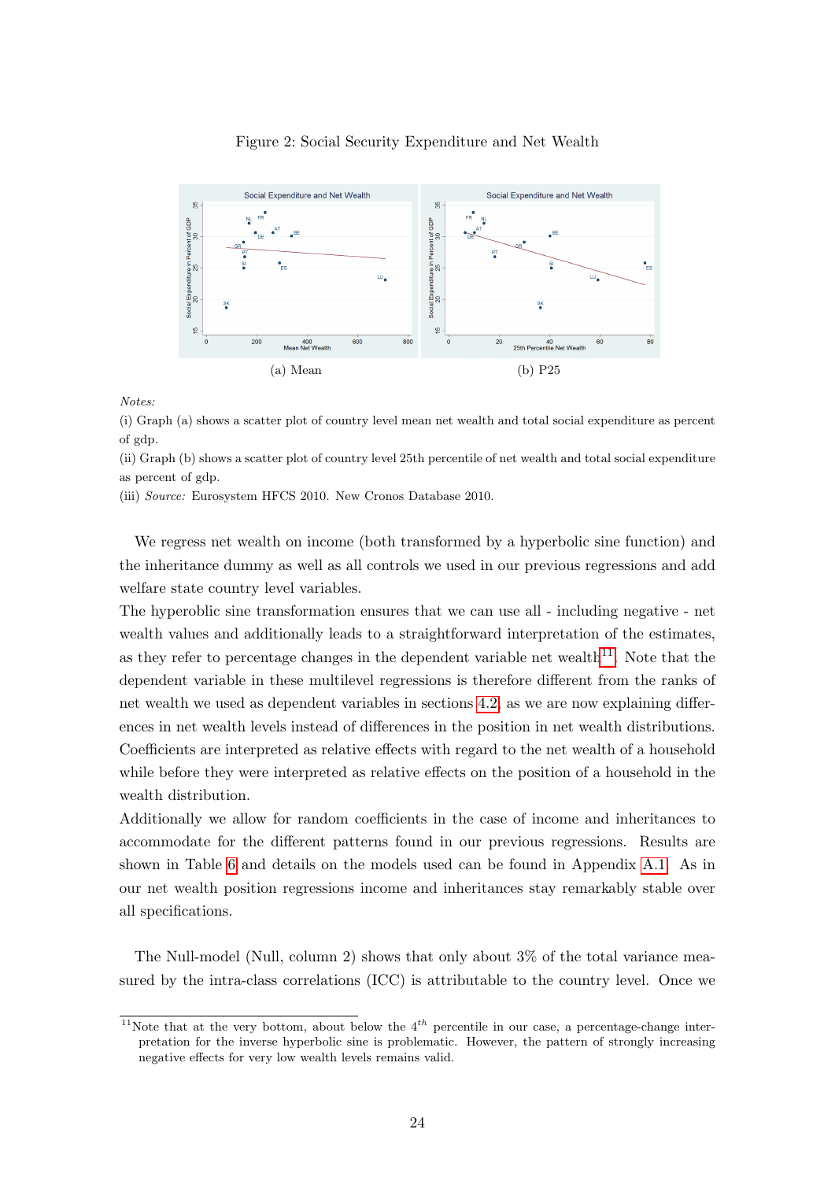Figure 2: Social Security Expenditure and Net Wealth

(a) Mean

(b) P25

*Notes:*

(i) Graph (a) shows a scatter plot of country level mean net wealth and total social expenditure as percent of gdp.

(ii) Graph (b) shows a scatter plot of country level 25th percentile of net wealth and total social expenditure as percent of gdp.

(iii) *Source:* Eurosystem HFCS 2010. New Cronos Database 2010.

We regress net wealth on income (both transformed by a hyperbolic sine function) and the inheritance dummy as well as all controls we used in our previous regressions and add welfare state country level variables.

The hyperoblic sine transformation ensures that we can use all - including negative - net wealth values and additionally leads to a straightforward interpretation of the estimates, as they refer to percentage changes in the dependent variable net wealth[11]. Note that the dependent variable in these multilevel regressions is therefore different from the ranks of net wealth we used as dependent variables in sections 4.2, as we are now explaining differences in net wealth levels instead of differences in the position in net wealth distributions. Coefficients are interpreted as relative effects with regard to the net wealth of a household while before they were interpreted as relative effects on the position of a household in the wealth distribution.

Additionally we allow for random coefficients in the case of income and inheritances to accommodate for the different patterns found in our previous regressions. Results are shown in Table 6 and details on the models used can be found in Appendix A.1. As in our net wealth position regressions income and inheritances stay remarkably stable over all specifications.

The Null-model (Null, column 2) shows that only about 3% of the total variance measured by the intra-class correlations (ICC) is attributable to the country level. Once we

[11] Note that at the very bottom, about below the $4^{th}$ percentile in our case, a percentage-change interpretation for the inverse hyperbolic sine is problematic. However, the pattern of strongly increasing negative effects for very low wealth levels remains valid.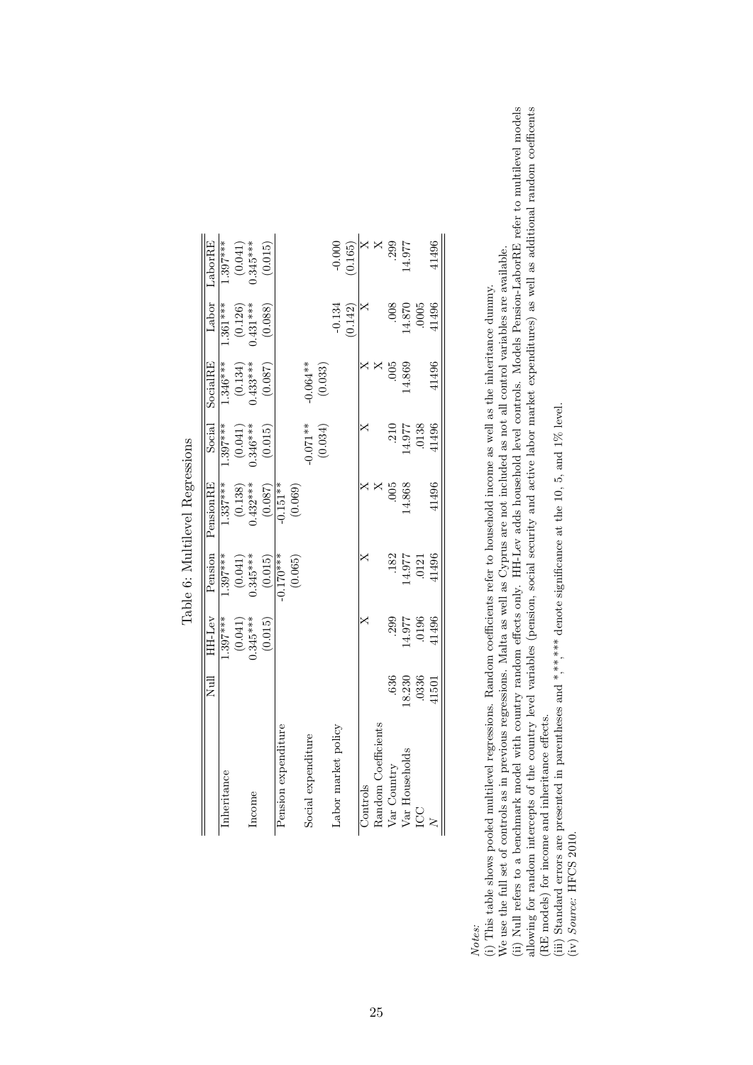Table 6: Multilevel Regressions

| | Null | HH-Lev | Pension | PensionRE | Social | SocialRE | Labor | LaborRE |
|---|---|---|---|---|---|---|---|---|
| Inheritance | | 1.397*** | 1.397*** | 1.337*** | 1.397*** | 1.346*** | 1.361*** | 1.397*** |
| | | (0.041) | (0.041) | (0.138) | (0.041) | (0.134) | (0.126) | (0.041) |
| Income | | 0.345*** | 0.345*** | 0.432*** | 0.346*** | 0.433*** | 0.431*** | 0.345*** |
| | | (0.015) | (0.015) | (0.087) | (0.015) | (0.087) | (0.088) | (0.015) |
| Pension expenditure | | | -0.170*** | -0.151** | | | | |
| | | | (0.065) | (0.069) | | | | |
| Social expenditure | | | | | -0.071** | -0.064** | | |
| | | | | | (0.034) | (0.033) | | |
| Labor market policy | | | | | | | -0.134 | -0.000 |
| | | | | | | | (0.142) | (0.165) |
| Controls | | X | X | X | X | X | X | X |
| Random Coefficients | | | | X | | X | | X |
| Var Country | .636 | .299 | .182 | .005 | .210 | .005 | .008 | .299 |
| Var Households | 18.230 | 14.977 | 14.977 | 14.868 | 14.977 | 14.869 | 14.870 | 14.977 |
| ICC | .0336 | .0196 | .0121 | | .0138 | | .0005 | |
| $N$ | 41501 | 41496 | 41496 | 41496 | 41496 | 41496 | 41496 | 41496 |

*Notes:*
(i) This table shows pooled multilevel regressions. Random coefficients refer to household income as well as the inheritance dummy. We use the full set of controls as in previous regressions. Malta as well as Cyprus are not included as not all control variables are available.
(ii) Null refers to a benchmark model with country random effects only. HH-Lev adds household level controls. Models Pension-LaborRE refer to multilevel models allowing for random intercepts of the country level variables (pension, social security and active labor market expenditures) as well as additional random coefficents (RE models) for income and inheritance effects.
(iii) Standard errors are presented in parentheses and *,**,*** denote significance at the 10, 5, and 1% level.
(iv) *Source:* HFCS 2010.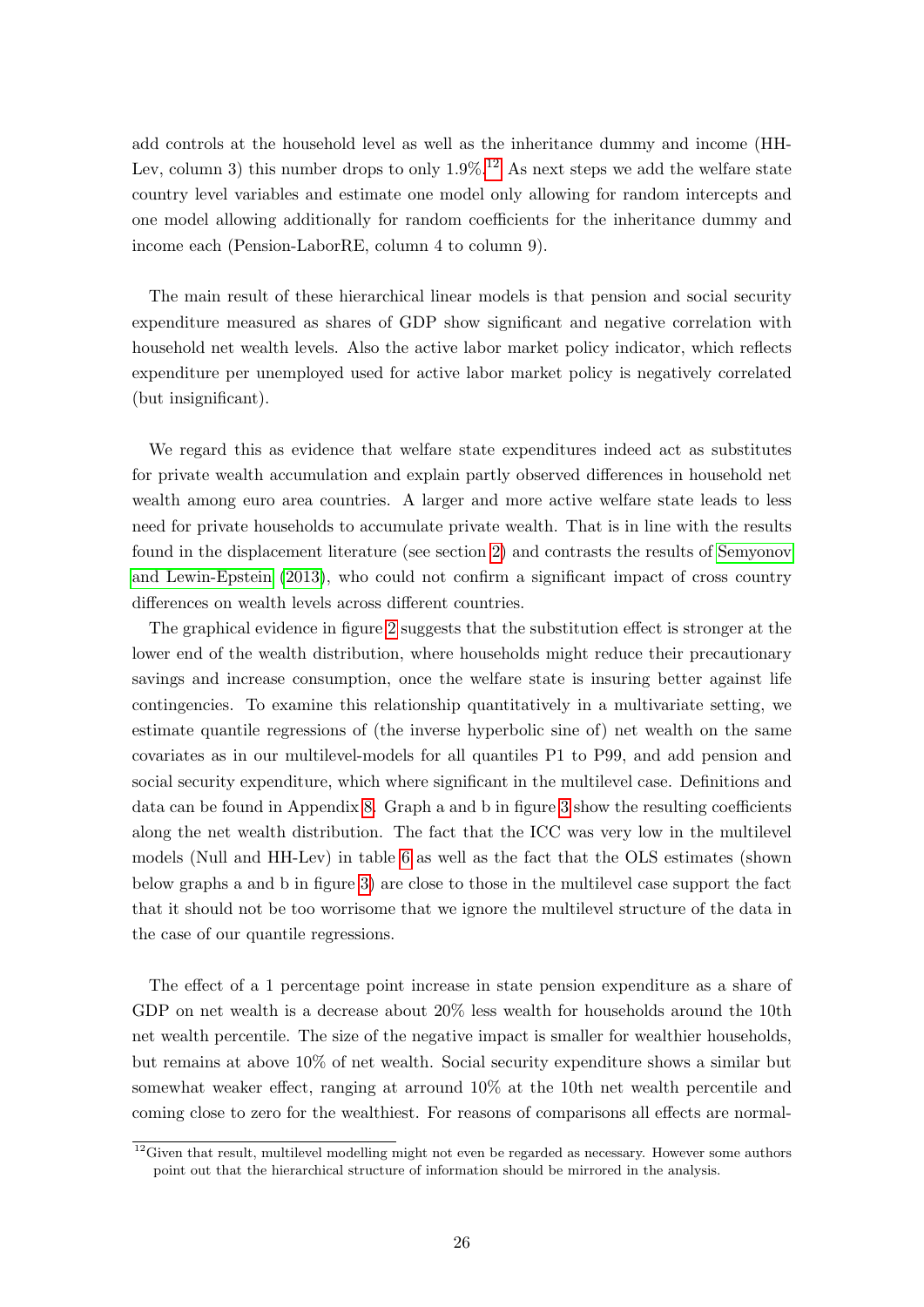add controls at the household level as well as the inheritance dummy and income (HH-Lev, column 3) this number drops to only 1.9%.[12] As next steps we add the welfare state country level variables and estimate one model only allowing for random intercepts and one model allowing additionally for random coefficients for the inheritance dummy and income each (Pension-LaborRE, column 4 to column 9).

The main result of these hierarchical linear models is that pension and social security expenditure measured as shares of GDP show significant and negative correlation with household net wealth levels. Also the active labor market policy indicator, which reflects expenditure per unemployed used for active labor market policy is negatively correlated (but insignificant).

We regard this as evidence that welfare state expenditures indeed act as substitutes for private wealth accumulation and explain partly observed differences in household net wealth among euro area countries. A larger and more active welfare state leads to less need for private households to accumulate private wealth. That is in line with the results found in the displacement literature (see section 2) and contrasts the results of Semyonov and Lewin-Epstein (2013), who could not confirm a significant impact of cross country differences on wealth levels across different countries.

The graphical evidence in figure 2 suggests that the substitution effect is stronger at the lower end of the wealth distribution, where households might reduce their precautionary savings and increase consumption, once the welfare state is insuring better against life contingencies. To examine this relationship quantitatively in a multivariate setting, we estimate quantile regressions of (the inverse hyperbolic sine of) net wealth on the same covariates as in our multilevel-models for all quantiles P1 to P99, and add pension and social security expenditure, which where significant in the multilevel case. Definitions and data can be found in Appendix 8. Graph a and b in figure 3 show the resulting coefficients along the net wealth distribution. The fact that the ICC was very low in the multilevel models (Null and HH-Lev) in table 6 as well as the fact that the OLS estimates (shown below graphs a and b in figure 3) are close to those in the multilevel case support the fact that it should not be too worrisome that we ignore the multilevel structure of the data in the case of our quantile regressions.

The effect of a 1 percentage point increase in state pension expenditure as a share of GDP on net wealth is a decrease about 20% less wealth for households around the 10th net wealth percentile. The size of the negative impact is smaller for wealthier households, but remains at above 10% of net wealth. Social security expenditure shows a similar but somewhat weaker effect, ranging at arround 10% at the 10th net wealth percentile and coming close to zero for the wealthiest. For reasons of comparisons all effects are normal-

[12] Given that result, multilevel modelling might not even be regarded as necessary. However some authors point out that the hierarchical structure of information should be mirrored in the analysis.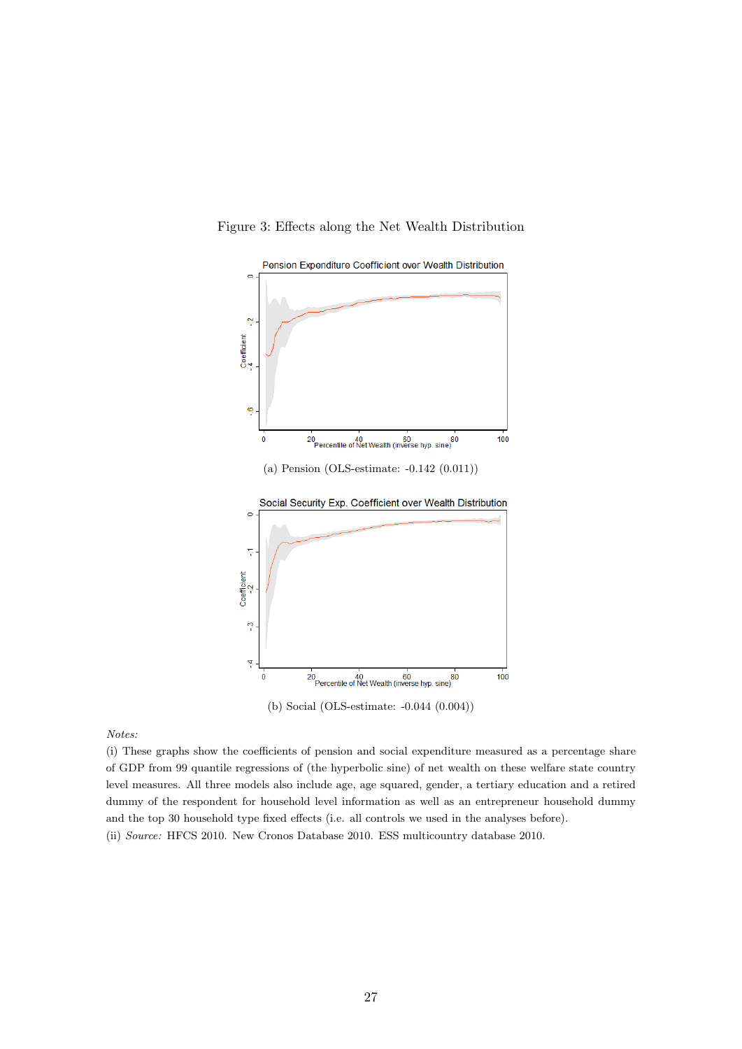Figure 3: Effects along the Net Wealth Distribution

(a) Pension (OLS-estimate: -0.142 (0.011))

(b) Social (OLS-estimate: -0.044 (0.004))

*Notes:*

(i) These graphs show the coefficients of pension and social expenditure measured as a percentage share of GDP from 99 quantile regressions of (the hyperbolic sine) of net wealth on these welfare state country level measures. All three models also include age, age squared, gender, a tertiary education and a retired dummy of the respondent for household level information as well as an entrepreneur household dummy and the top 30 household type fixed effects (i.e. all controls we used in the analyses before).

(ii) *Source:* HFCS 2010. New Cronos Database 2010. ESS multicountry database 2010.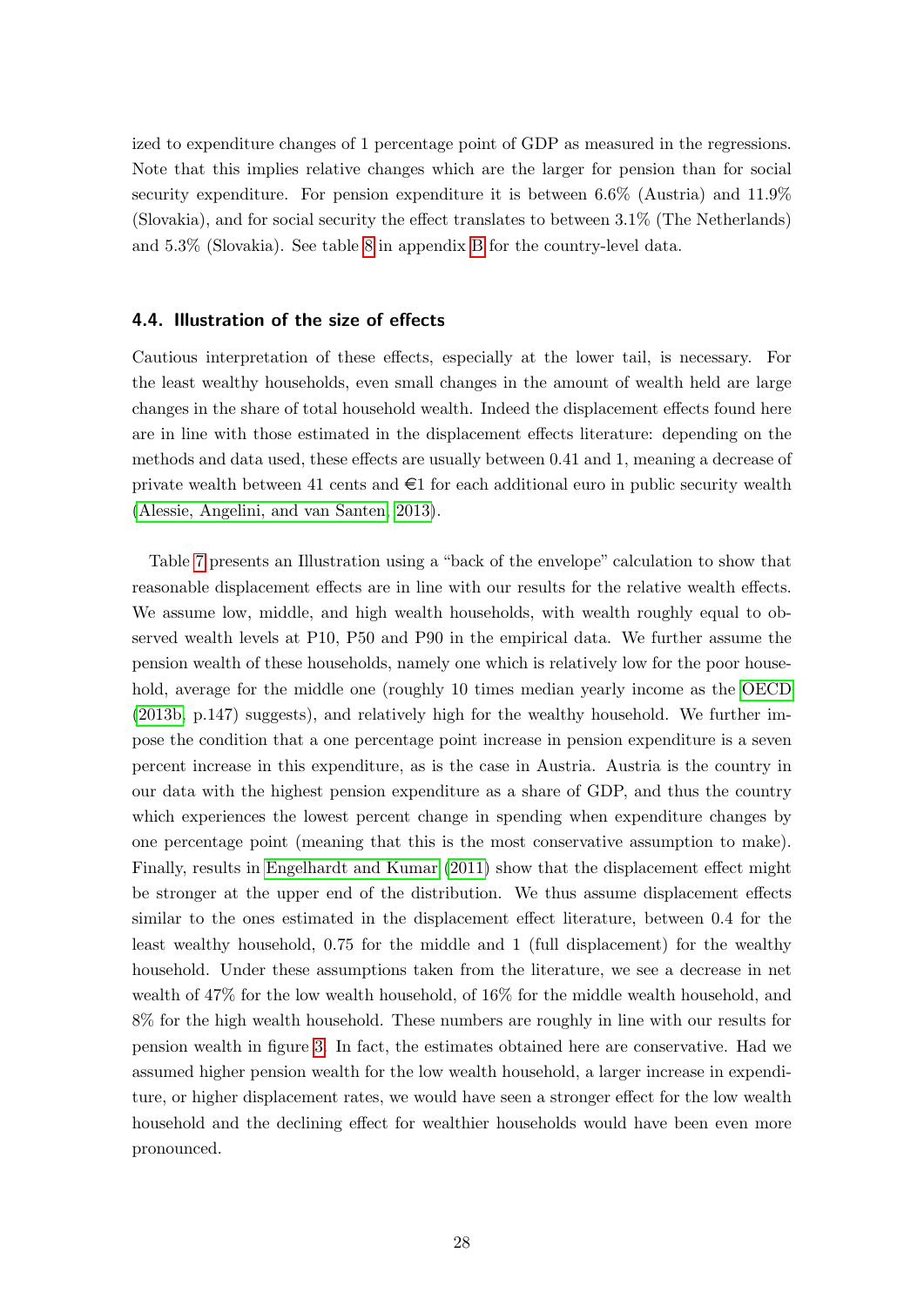ized to expenditure changes of 1 percentage point of GDP as measured in the regressions. Note that this implies relative changes which are the larger for pension than for social security expenditure. For pension expenditure it is between 6.6% (Austria) and 11.9% (Slovakia), and for social security the effect translates to between 3.1% (The Netherlands) and 5.3% (Slovakia). See table 8 in appendix B for the country-level data.

### 4.4. Illustration of the size of effects

Cautious interpretation of these effects, especially at the lower tail, is necessary. For the least wealthy households, even small changes in the amount of wealth held are large changes in the share of total household wealth. Indeed the displacement effects found here are in line with those estimated in the displacement effects literature: depending on the methods and data used, these effects are usually between 0.41 and 1, meaning a decrease of private wealth between 41 cents and €1 for each additional euro in public security wealth (Alessie, Angelini, and van Santen, 2013).

Table 7 presents an Illustration using a "back of the envelope" calculation to show that reasonable displacement effects are in line with our results for the relative wealth effects. We assume low, middle, and high wealth households, with wealth roughly equal to observed wealth levels at P10, P50 and P90 in the empirical data. We further assume the pension wealth of these households, namely one which is relatively low for the poor household, average for the middle one (roughly 10 times median yearly income as the OECD (2013b, p.147) suggests), and relatively high for the wealthy household. We further impose the condition that a one percentage point increase in pension expenditure is a seven percent increase in this expenditure, as is the case in Austria. Austria is the country in our data with the highest pension expenditure as a share of GDP, and thus the country which experiences the lowest percent change in spending when expenditure changes by one percentage point (meaning that this is the most conservative assumption to make). Finally, results in Engelhardt and Kumar (2011) show that the displacement effect might be stronger at the upper end of the distribution. We thus assume displacement effects similar to the ones estimated in the displacement effect literature, between 0.4 for the least wealthy household, 0.75 for the middle and 1 (full displacement) for the wealthy household. Under these assumptions taken from the literature, we see a decrease in net wealth of 47% for the low wealth household, of 16% for the middle wealth household, and 8% for the high wealth household. These numbers are roughly in line with our results for pension wealth in figure 3. In fact, the estimates obtained here are conservative. Had we assumed higher pension wealth for the low wealth household, a larger increase in expenditure, or higher displacement rates, we would have seen a stronger effect for the low wealth household and the declining effect for wealthier households would have been even more pronounced.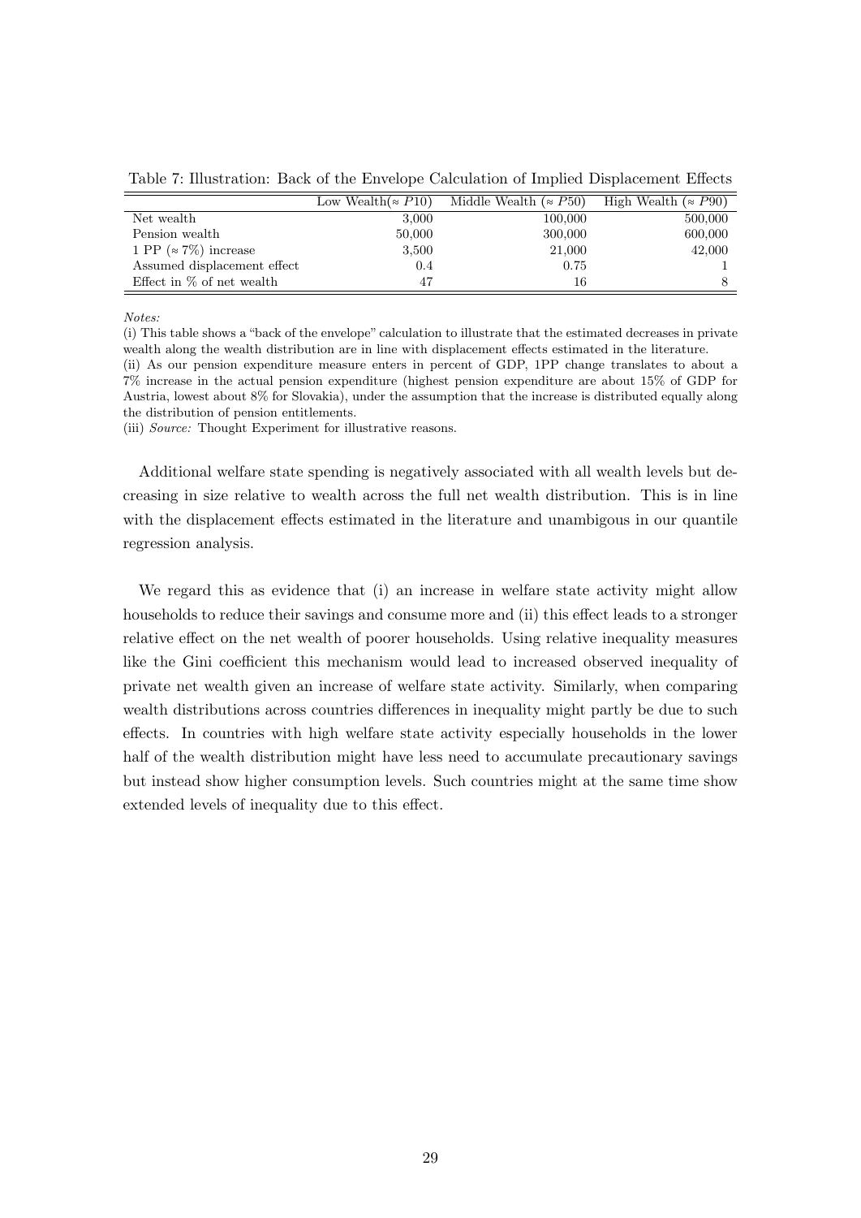Table 7: Illustration: Back of the Envelope Calculation of Implied Displacement Effects

| | Low Wealth($\approx P10$) | Middle Wealth ($\approx P50$) | High Wealth ($\approx P90$) |
|---|---|---|---|
| Net wealth | 3,000 | 100,000 | 500,000 |
| Pension wealth | 50,000 | 300,000 | 600,000 |
| 1 PP ($\approx 7\%$) increase | 3,500 | 21,000 | 42,000 |
| Assumed displacement effect | 0.4 | 0.75 | 1 |
| Effect in % of net wealth | 47 | 16 | 8 |

*Notes:*

(i) This table shows a "back of the envelope" calculation to illustrate that the estimated decreases in private wealth along the wealth distribution are in line with displacement effects estimated in the literature.

(ii) As our pension expenditure measure enters in percent of GDP, 1PP change translates to about a 7% increase in the actual pension expenditure (highest pension expenditure are about 15% of GDP for Austria, lowest about 8% for Slovakia), under the assumption that the increase is distributed equally along the distribution of pension entitlements.

(iii) *Source:* Thought Experiment for illustrative reasons.

Additional welfare state spending is negatively associated with all wealth levels but decreasing in size relative to wealth across the full net wealth distribution. This is in line with the displacement effects estimated in the literature and unambigous in our quantile regression analysis.

We regard this as evidence that (i) an increase in welfare state activity might allow households to reduce their savings and consume more and (ii) this effect leads to a stronger relative effect on the net wealth of poorer households. Using relative inequality measures like the Gini coefficient this mechanism would lead to increased observed inequality of private net wealth given an increase of welfare state activity. Similarly, when comparing wealth distributions across countries differences in inequality might partly be due to such effects. In countries with high welfare state activity especially households in the lower half of the wealth distribution might have less need to accumulate precautionary savings but instead show higher consumption levels. Such countries might at the same time show extended levels of inequality due to this effect.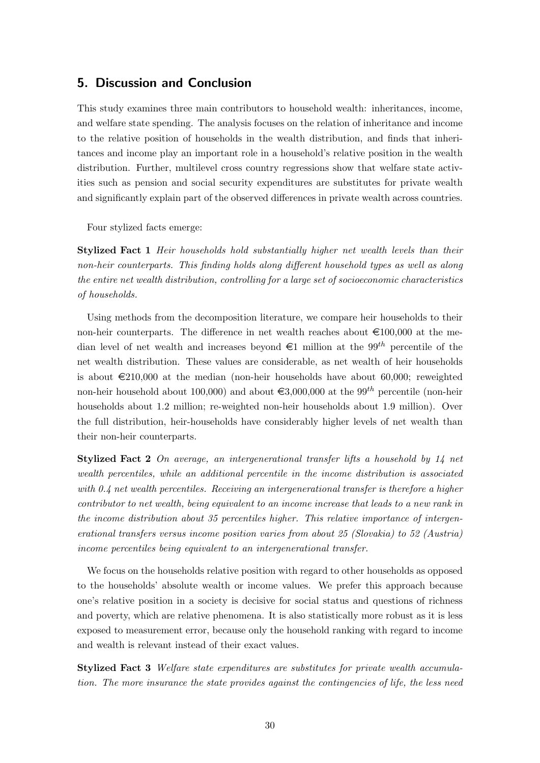## 5. Discussion and Conclusion

This study examines three main contributors to household wealth: inheritances, income, and welfare state spending. The analysis focuses on the relation of inheritance and income to the relative position of households in the wealth distribution, and finds that inheritances and income play an important role in a household's relative position in the wealth distribution. Further, multilevel cross country regressions show that welfare state activities such as pension and social security expenditures are substitutes for private wealth and significantly explain part of the observed differences in private wealth across countries.

Four stylized facts emerge:

**Stylized Fact 1** *Heir households hold substantially higher net wealth levels than their non-heir counterparts. This finding holds along different household types as well as along the entire net wealth distribution, controlling for a large set of socioeconomic characteristics of households.*

Using methods from the decomposition literature, we compare heir households to their non-heir counterparts. The difference in net wealth reaches about €100,000 at the median level of net wealth and increases beyond €1 million at the $99^{th}$ percentile of the net wealth distribution. These values are considerable, as net wealth of heir households is about €210,000 at the median (non-heir households have about 60,000; reweighted non-heir household about 100,000) and about €3,000,000 at the $99^{th}$ percentile (non-heir households about 1.2 million; re-weighted non-heir households about 1.9 million). Over the full distribution, heir-households have considerably higher levels of net wealth than their non-heir counterparts.

**Stylized Fact 2** *On average, an intergenerational transfer lifts a household by 14 net wealth percentiles, while an additional percentile in the income distribution is associated with 0.4 net wealth percentiles. Receiving an intergenerational transfer is therefore a higher contributor to net wealth, being equivalent to an income increase that leads to a new rank in the income distribution about 35 percentiles higher. This relative importance of intergenerational transfers versus income position varies from about 25 (Slovakia) to 52 (Austria) income percentiles being equivalent to an intergenerational transfer.*

We focus on the households relative position with regard to other households as opposed to the households' absolute wealth or income values. We prefer this approach because one's relative position in a society is decisive for social status and questions of richness and poverty, which are relative phenomena. It is also statistically more robust as it is less exposed to measurement error, because only the household ranking with regard to income and wealth is relevant instead of their exact values.

**Stylized Fact 3** *Welfare state expenditures are substitutes for private wealth accumulation. The more insurance the state provides against the contingencies of life, the less need*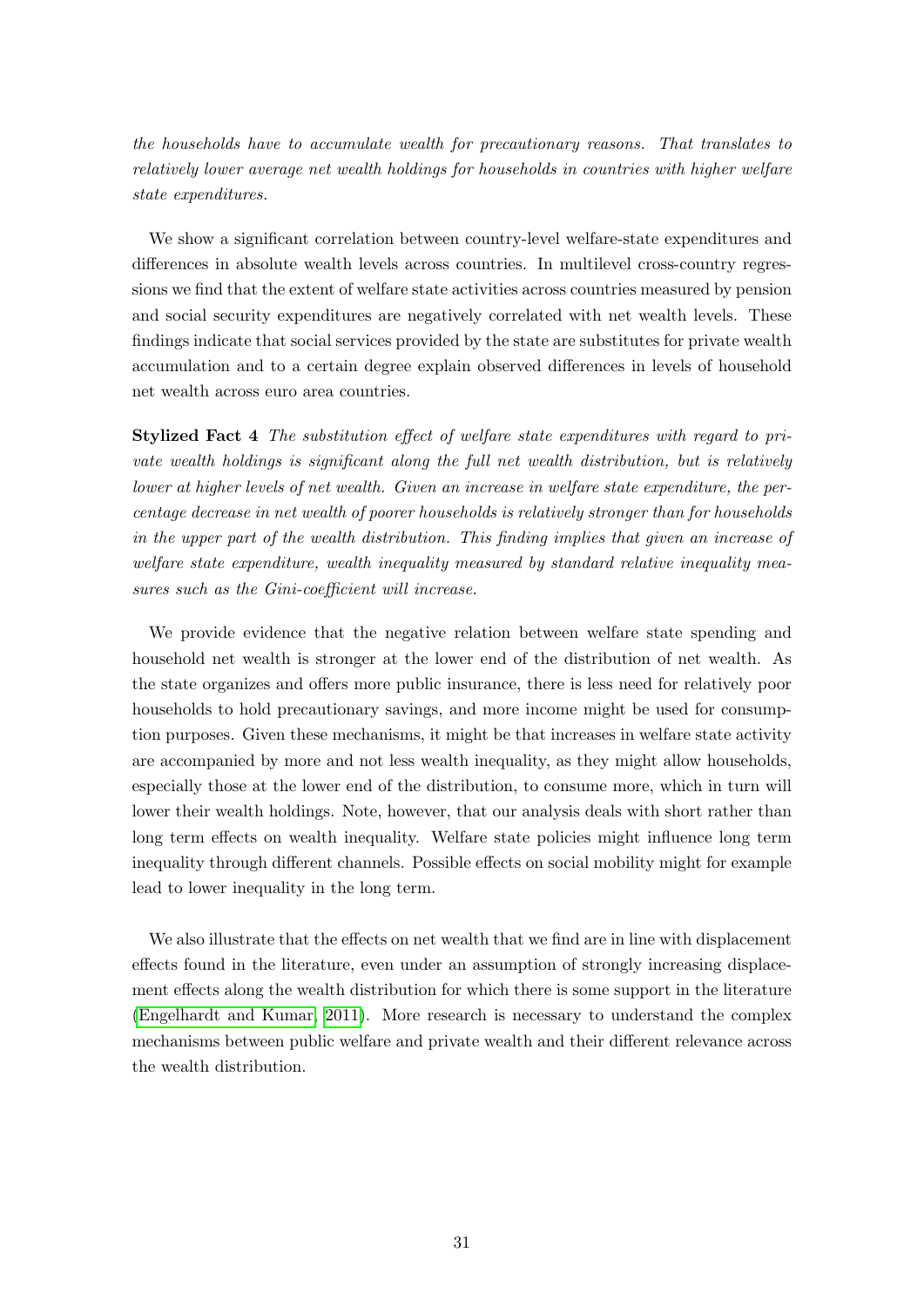*the households have to accumulate wealth for precautionary reasons. That translates to relatively lower average net wealth holdings for households in countries with higher welfare state expenditures.*

We show a significant correlation between country-level welfare-state expenditures and differences in absolute wealth levels across countries. In multilevel cross-country regressions we find that the extent of welfare state activities across countries measured by pension and social security expenditures are negatively correlated with net wealth levels. These findings indicate that social services provided by the state are substitutes for private wealth accumulation and to a certain degree explain observed differences in levels of household net wealth across euro area countries.

**Stylized Fact 4** *The substitution effect of welfare state expenditures with regard to private wealth holdings is significant along the full net wealth distribution, but is relatively lower at higher levels of net wealth. Given an increase in welfare state expenditure, the percentage decrease in net wealth of poorer households is relatively stronger than for households in the upper part of the wealth distribution. This finding implies that given an increase of welfare state expenditure, wealth inequality measured by standard relative inequality measures such as the Gini-coefficient will increase.*

We provide evidence that the negative relation between welfare state spending and household net wealth is stronger at the lower end of the distribution of net wealth. As the state organizes and offers more public insurance, there is less need for relatively poor households to hold precautionary savings, and more income might be used for consumption purposes. Given these mechanisms, it might be that increases in welfare state activity are accompanied by more and not less wealth inequality, as they might allow households, especially those at the lower end of the distribution, to consume more, which in turn will lower their wealth holdings. Note, however, that our analysis deals with short rather than long term effects on wealth inequality. Welfare state policies might influence long term inequality through different channels. Possible effects on social mobility might for example lead to lower inequality in the long term.

We also illustrate that the effects on net wealth that we find are in line with displacement effects found in the literature, even under an assumption of strongly increasing displacement effects along the wealth distribution for which there is some support in the literature (Engelhardt and Kumar, 2011). More research is necessary to understand the complex mechanisms between public welfare and private wealth and their different relevance across the wealth distribution.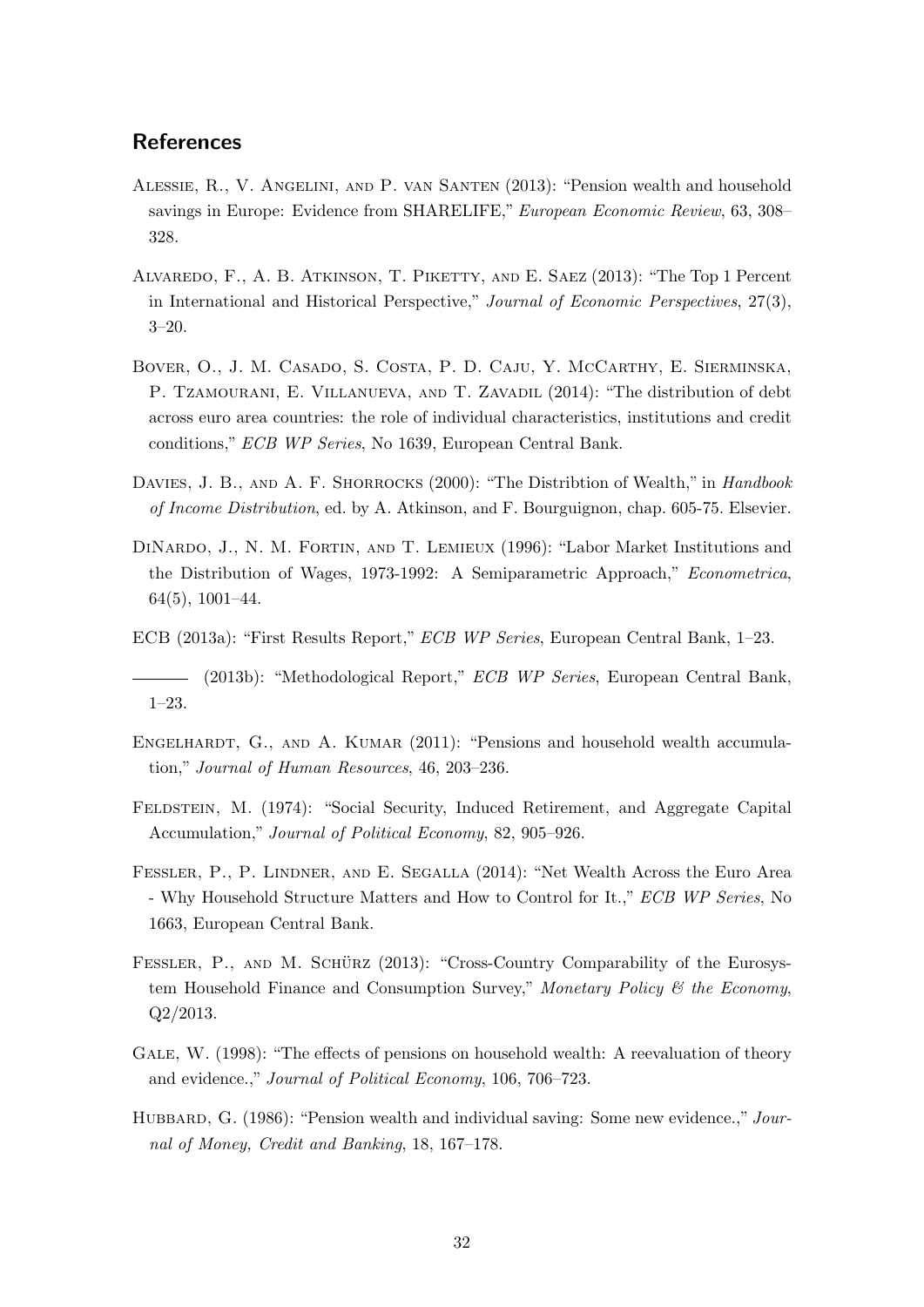## References

Alessie, R., V. Angelini, and P. van Santen (2013): "Pension wealth and household savings in Europe: Evidence from SHARELIFE," *European Economic Review*, 63, 308–328.

Alvaredo, F., A. B. Atkinson, T. Piketty, and E. Saez (2013): "The Top 1 Percent in International and Historical Perspective," *Journal of Economic Perspectives*, 27(3), 3–20.

Bover, O., J. M. Casado, S. Costa, P. D. Caju, Y. McCarthy, E. Sierminska, P. Tzamourani, E. Villanueva, and T. Zavadil (2014): "The distribution of debt across euro area countries: the role of individual characteristics, institutions and credit conditions," *ECB WP Series*, No 1639, European Central Bank.

Davies, J. B., and A. F. Shorrocks (2000): "The Distribtion of Wealth," in *Handbook of Income Distribution*, ed. by A. Atkinson, and F. Bourguignon, chap. 605-75. Elsevier.

DiNardo, J., N. M. Fortin, and T. Lemieux (1996): "Labor Market Institutions and the Distribution of Wages, 1973-1992: A Semiparametric Approach," *Econometrica*, 64(5), 1001–44.

ECB (2013a): "First Results Report," *ECB WP Series*, European Central Bank, 1–23.

——— (2013b): "Methodological Report," *ECB WP Series*, European Central Bank, 1–23.

Engelhardt, G., and A. Kumar (2011): "Pensions and household wealth accumulation," *Journal of Human Resources*, 46, 203–236.

Feldstein, M. (1974): "Social Security, Induced Retirement, and Aggregate Capital Accumulation," *Journal of Political Economy*, 82, 905–926.

Fessler, P., P. Lindner, and E. Segalla (2014): "Net Wealth Across the Euro Area - Why Household Structure Matters and How to Control for It.," *ECB WP Series*, No 1663, European Central Bank.

Fessler, P., and M. Schürz (2013): "Cross-Country Comparability of the Eurosystem Household Finance and Consumption Survey," *Monetary Policy & the Economy*, Q2/2013.

Gale, W. (1998): "The effects of pensions on household wealth: A reevaluation of theory and evidence.," *Journal of Political Economy*, 106, 706–723.

Hubbard, G. (1986): "Pension wealth and individual saving: Some new evidence.," *Journal of Money, Credit and Banking*, 18, 167–178.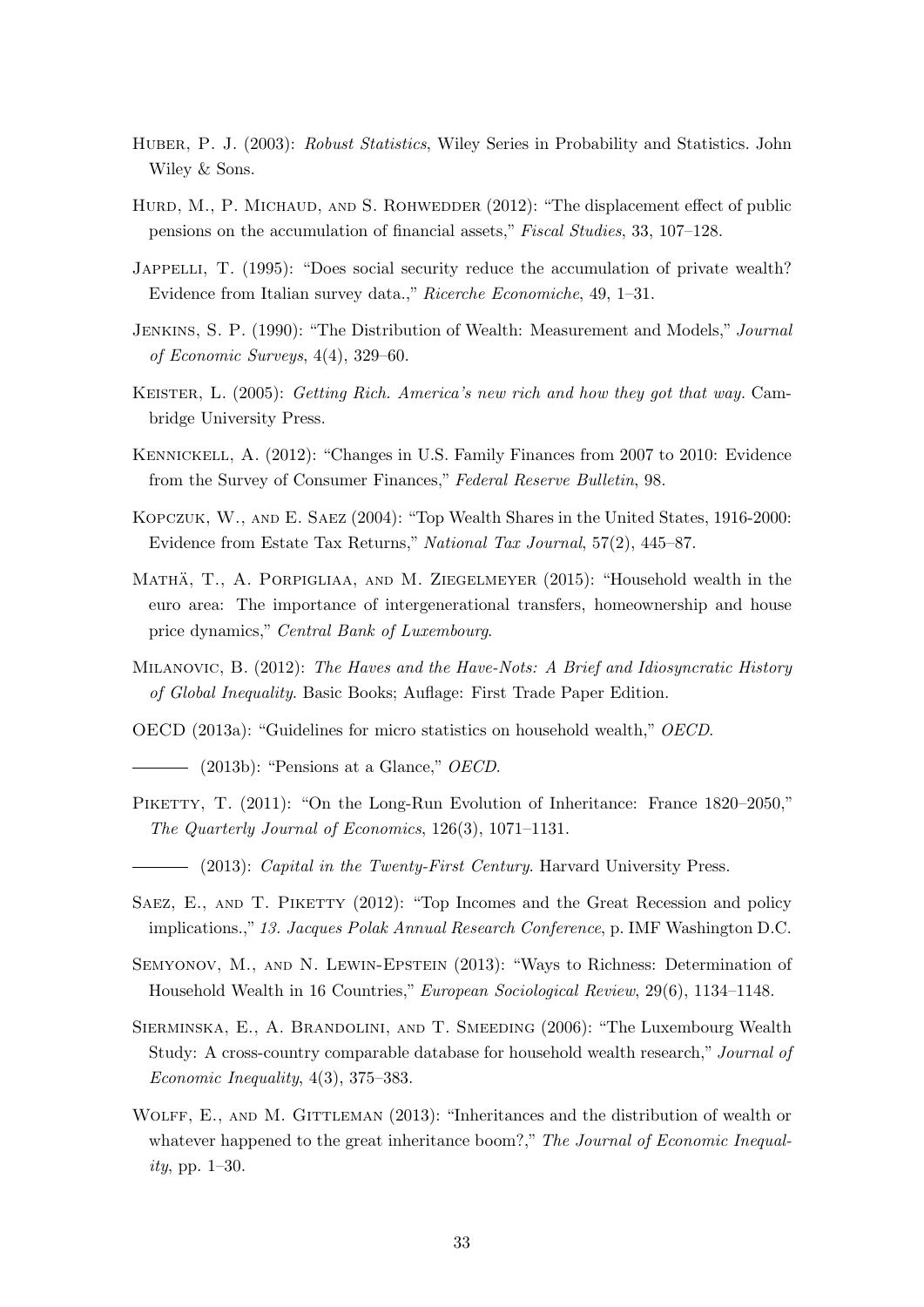Huber, P. J. (2003): *Robust Statistics*, Wiley Series in Probability and Statistics. John Wiley & Sons.

Hurd, M., P. Michaud, and S. Rohwedder (2012): "The displacement effect of public pensions on the accumulation of financial assets," *Fiscal Studies*, 33, 107–128.

Jappelli, T. (1995): "Does social security reduce the accumulation of private wealth? Evidence from Italian survey data.," *Ricerche Economiche*, 49, 1–31.

Jenkins, S. P. (1990): "The Distribution of Wealth: Measurement and Models," *Journal of Economic Surveys*, 4(4), 329–60.

Keister, L. (2005): *Getting Rich. America's new rich and how they got that way.* Cambridge University Press.

Kennickell, A. (2012): "Changes in U.S. Family Finances from 2007 to 2010: Evidence from the Survey of Consumer Finances," *Federal Reserve Bulletin*, 98.

Kopczuk, W., and E. Saez (2004): "Top Wealth Shares in the United States, 1916-2000: Evidence from Estate Tax Returns," *National Tax Journal*, 57(2), 445–87.

Mathä, T., A. Porpigliaa, and M. Ziegelmeyer (2015): "Household wealth in the euro area: The importance of intergenerational transfers, homeownership and house price dynamics," *Central Bank of Luxembourg*.

Milanovic, B. (2012): *The Haves and the Have-Nots: A Brief and Idiosyncratic History of Global Inequality.* Basic Books; Auflage: First Trade Paper Edition.

OECD (2013a): "Guidelines for micro statistics on household wealth," *OECD*.

——— (2013b): "Pensions at a Glance," *OECD*.

Piketty, T. (2011): "On the Long-Run Evolution of Inheritance: France 1820–2050," *The Quarterly Journal of Economics*, 126(3), 1071–1131.

——— (2013): *Capital in the Twenty-First Century.* Harvard University Press.

Saez, E., and T. Piketty (2012): "Top Incomes and the Great Recession and policy implications.," *13. Jacques Polak Annual Research Conference*, p. IMF Washington D.C.

Semyonov, M., and N. Lewin-Epstein (2013): "Ways to Richness: Determination of Household Wealth in 16 Countries," *European Sociological Review*, 29(6), 1134–1148.

Sierminska, E., A. Brandolini, and T. Smeeding (2006): "The Luxembourg Wealth Study: A cross-country comparable database for household wealth research," *Journal of Economic Inequality*, 4(3), 375–383.

Wolff, E., and M. Gittleman (2013): "Inheritances and the distribution of wealth or whatever happened to the great inheritance boom?," *The Journal of Economic Inequality*, pp. 1–30.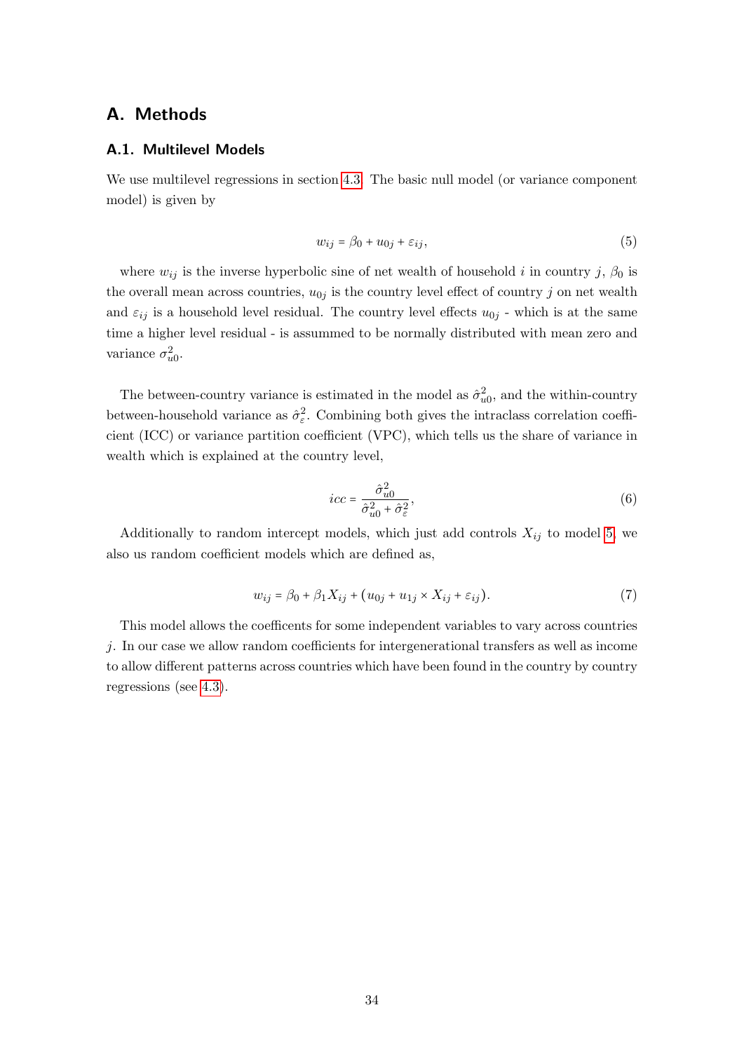# A. Methods

## A.1. Multilevel Models

We use multilevel regressions in section 4.3. The basic null model (or variance component model) is given by

$$w_{ij} = \beta_0 + u_{0j} + \varepsilon_{ij}, \tag{5}$$

where $w_{ij}$ is the inverse hyperbolic sine of net wealth of household $i$ in country $j$, $\beta_0$ is the overall mean across countries, $u_{0j}$ is the country level effect of country $j$ on net wealth and $\varepsilon_{ij}$ is a household level residual. The country level effects $u_{0j}$ - which is at the same time a higher level residual - is assummed to be normally distributed with mean zero and variance $\sigma^2_{u0}$.

The between-country variance is estimated in the model as $\hat{\sigma}^2_{u0}$, and the within-country between-household variance as $\hat{\sigma}^2_{\varepsilon}$. Combining both gives the intraclass correlation coefficient (ICC) or variance partition coefficient (VPC), which tells us the share of variance in wealth which is explained at the country level,

$$icc = \frac{\hat{\sigma}^2_{u0}}{\hat{\sigma}^2_{u0} + \hat{\sigma}^2_{\varepsilon}}, \tag{6}$$

Additionally to random intercept models, which just add controls $X_{ij}$ to model 5, we also us random coefficient models which are defined as,

$$w_{ij} = \beta_0 + \beta_1 X_{ij} + (u_{0j} + u_{1j} \times X_{ij} + \varepsilon_{ij}). \tag{7}$$

This model allows the coefficents for some independent variables to vary across countries $j$. In our case we allow random coefficients for intergenerational transfers as well as income to allow different patterns across countries which have been found in the country by country regressions (see 4.3).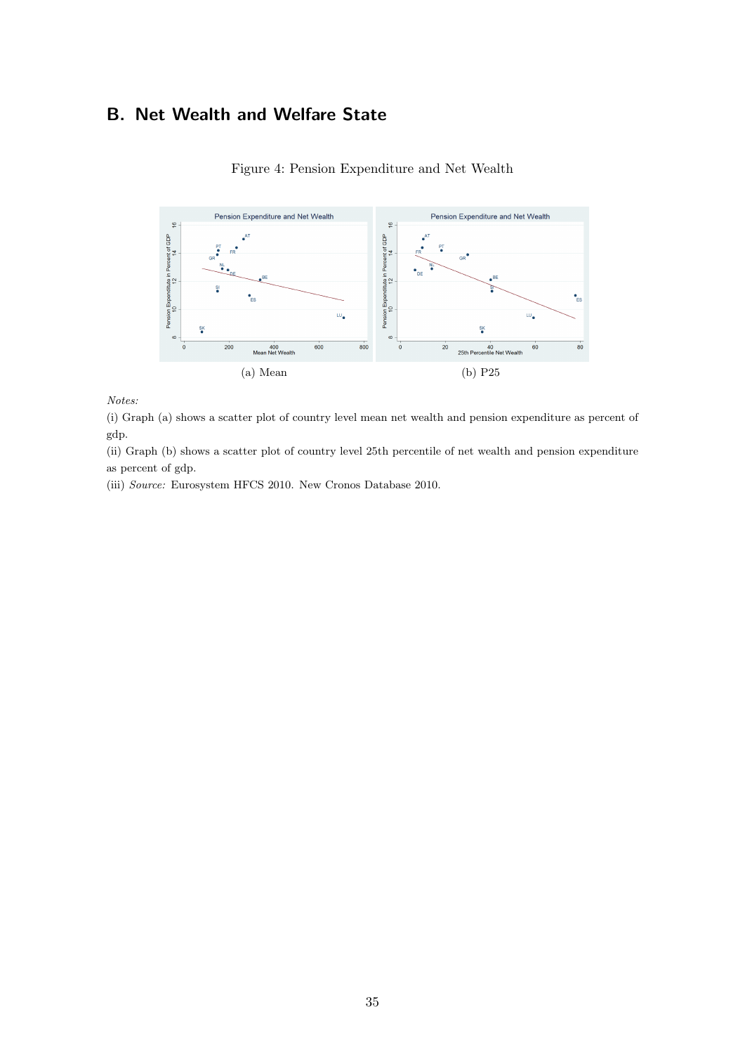## B. Net Wealth and Welfare State

Figure 4: Pension Expenditure and Net Wealth

(a) Mean

(b) P25

*Notes:*

(i) Graph (a) shows a scatter plot of country level mean net wealth and pension expenditure as percent of gdp.

(ii) Graph (b) shows a scatter plot of country level 25th percentile of net wealth and pension expenditure as percent of gdp.

(iii) *Source:* Eurosystem HFCS 2010. New Cronos Database 2010.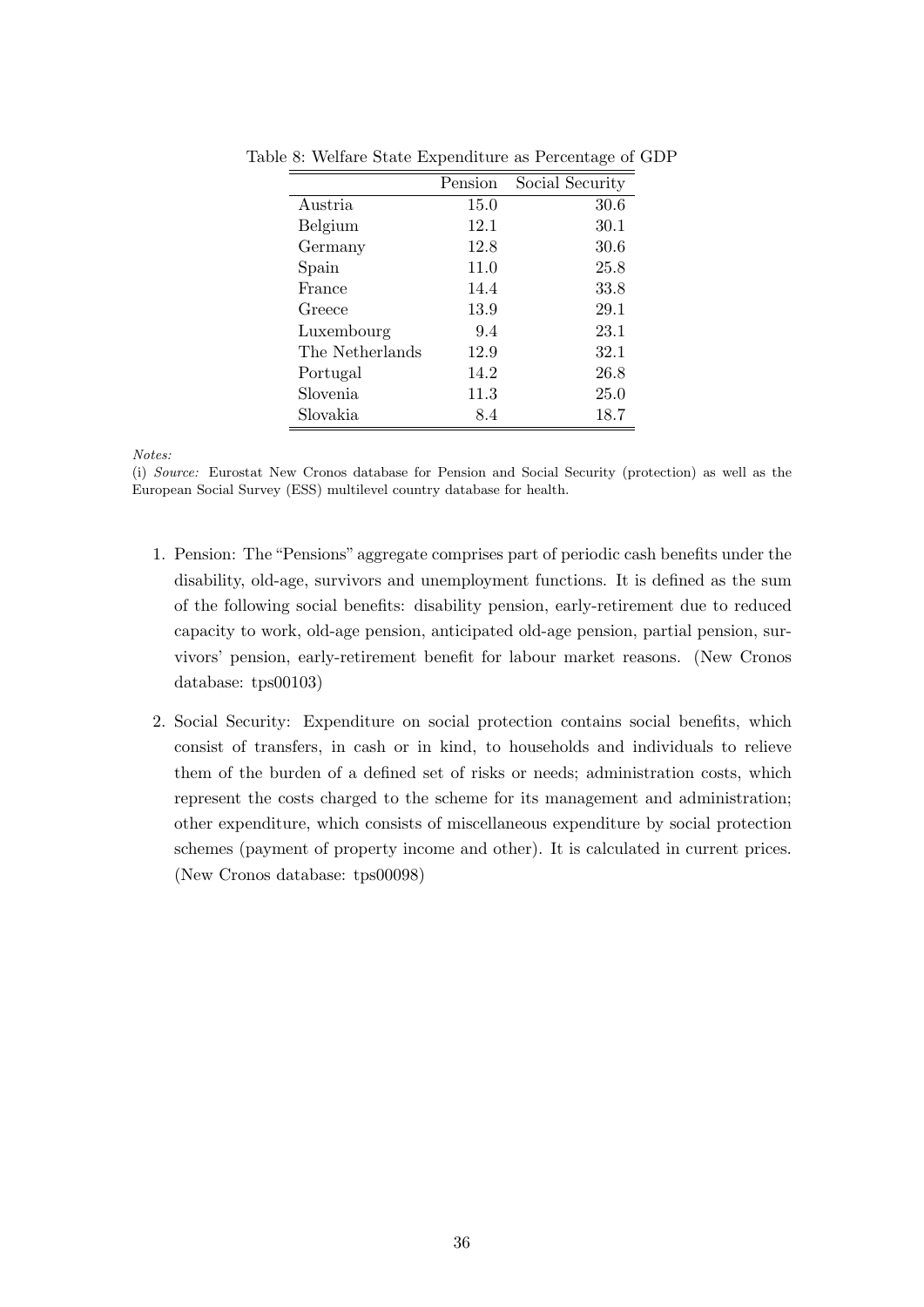Table 8: Welfare State Expenditure as Percentage of GDP

| | Pension | Social Security |
|---|---|---|
| Austria | 15.0 | 30.6 |
| Belgium | 12.1 | 30.1 |
| Germany | 12.8 | 30.6 |
| Spain | 11.0 | 25.8 |
| France | 14.4 | 33.8 |
| Greece | 13.9 | 29.1 |
| Luxembourg | 9.4 | 23.1 |
| The Netherlands | 12.9 | 32.1 |
| Portugal | 14.2 | 26.8 |
| Slovenia | 11.3 | 25.0 |
| Slovakia | 8.4 | 18.7 |

*Notes:*

(i) *Source:* Eurostat New Cronos database for Pension and Social Security (protection) as well as the European Social Survey (ESS) multilevel country database for health.

1. Pension: The "Pensions" aggregate comprises part of periodic cash benefits under the disability, old-age, survivors and unemployment functions. It is defined as the sum of the following social benefits: disability pension, early-retirement due to reduced capacity to work, old-age pension, anticipated old-age pension, partial pension, survivors' pension, early-retirement benefit for labour market reasons. (New Cronos database: tps00103)

2. Social Security: Expenditure on social protection contains social benefits, which consist of transfers, in cash or in kind, to households and individuals to relieve them of the burden of a defined set of risks or needs; administration costs, which represent the costs charged to the scheme for its management and administration; other expenditure, which consists of miscellaneous expenditure by social protection schemes (payment of property income and other). It is calculated in current prices. (New Cronos database: tps00098)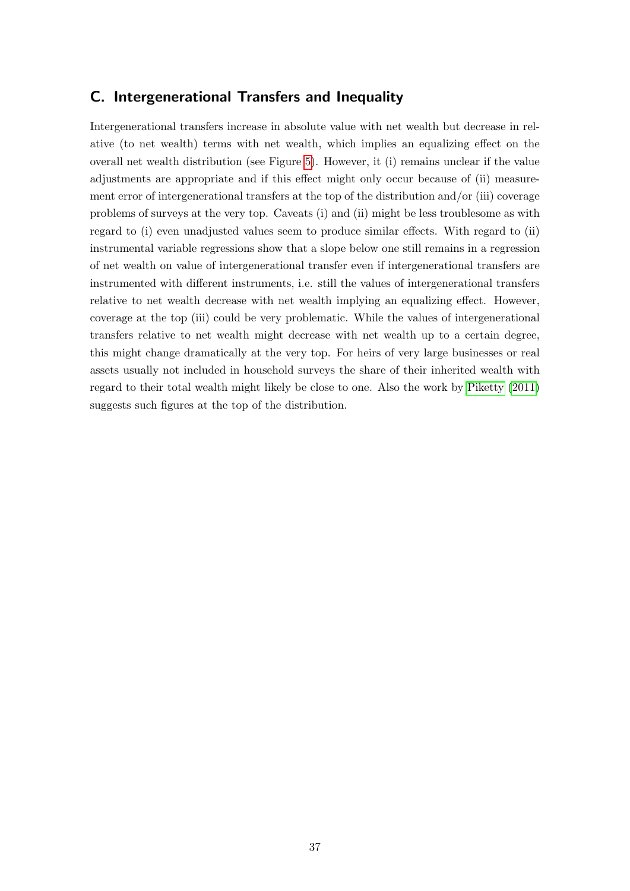## C. Intergenerational Transfers and Inequality

Intergenerational transfers increase in absolute value with net wealth but decrease in relative (to net wealth) terms with net wealth, which implies an equalizing effect on the overall net wealth distribution (see Figure 5). However, it (i) remains unclear if the value adjustments are appropriate and if this effect might only occur because of (ii) measurement error of intergenerational transfers at the top of the distribution and/or (iii) coverage problems of surveys at the very top. Caveats (i) and (ii) might be less troublesome as with regard to (i) even unadjusted values seem to produce similar effects. With regard to (ii) instrumental variable regressions show that a slope below one still remains in a regression of net wealth on value of intergenerational transfer even if intergenerational transfers are instrumented with different instruments, i.e. still the values of intergenerational transfers relative to net wealth decrease with net wealth implying an equalizing effect. However, coverage at the top (iii) could be very problematic. While the values of intergenerational transfers relative to net wealth might decrease with net wealth up to a certain degree, this might change dramatically at the very top. For heirs of very large businesses or real assets usually not included in household surveys the share of their inherited wealth with regard to their total wealth might likely be close to one. Also the work by Piketty (2011) suggests such figures at the top of the distribution.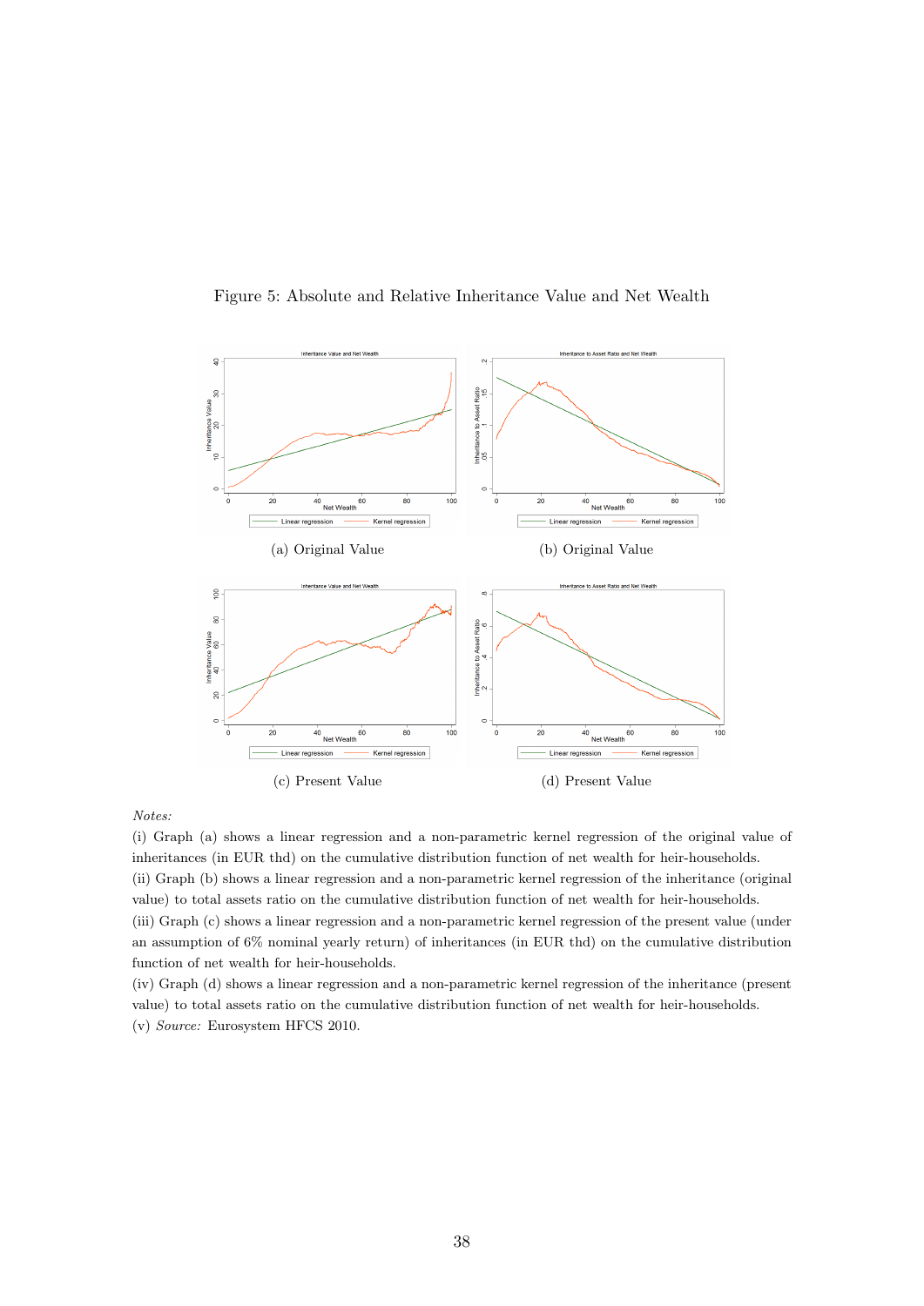Figure 5: Absolute and Relative Inheritance Value and Net Wealth

Inheritance Value and Net Wealth

Inheritance Value

0
10
20
30
40

0 20 40 60 80 100

Net Wealth

Linear regression Kernel regression

(a) Original Value

Inheritance to Asset Ratio and Net Wealth

Inheritance to Asset Ratio

0
.05
.1
.15
.2

0 20 40 60 80 100

Net Wealth

Linear regression Kernel regression

(b) Original Value

Inheritance Value and Net Wealth

Inheritance Value

0
20
40
60
80
100

0 20 40 60 80 100

Net Wealth

Linear regression Kernel regression

(c) Present Value

Inheritance to Asset Ratio and Net Wealth

Inheritance to Asset Ratio

0
.2
.4
.6
.8

0 20 40 60 80 100

Net Wealth

Linear regression Kernel regression

(d) Present Value

*Notes:*

(i) Graph (a) shows a linear regression and a non-parametric kernel regression of the original value of inheritances (in EUR thd) on the cumulative distribution function of net wealth for heir-households.

(ii) Graph (b) shows a linear regression and a non-parametric kernel regression of the inheritance (original value) to total assets ratio on the cumulative distribution function of net wealth for heir-households.

(iii) Graph (c) shows a linear regression and a non-parametric kernel regression of the present value (under an assumption of 6% nominal yearly return) of inheritances (in EUR thd) on the cumulative distribution function of net wealth for heir-households.

(iv) Graph (d) shows a linear regression and a non-parametric kernel regression of the inheritance (present value) to total assets ratio on the cumulative distribution function of net wealth for heir-households.

(v) *Source:* Eurosystem HFCS 2010.